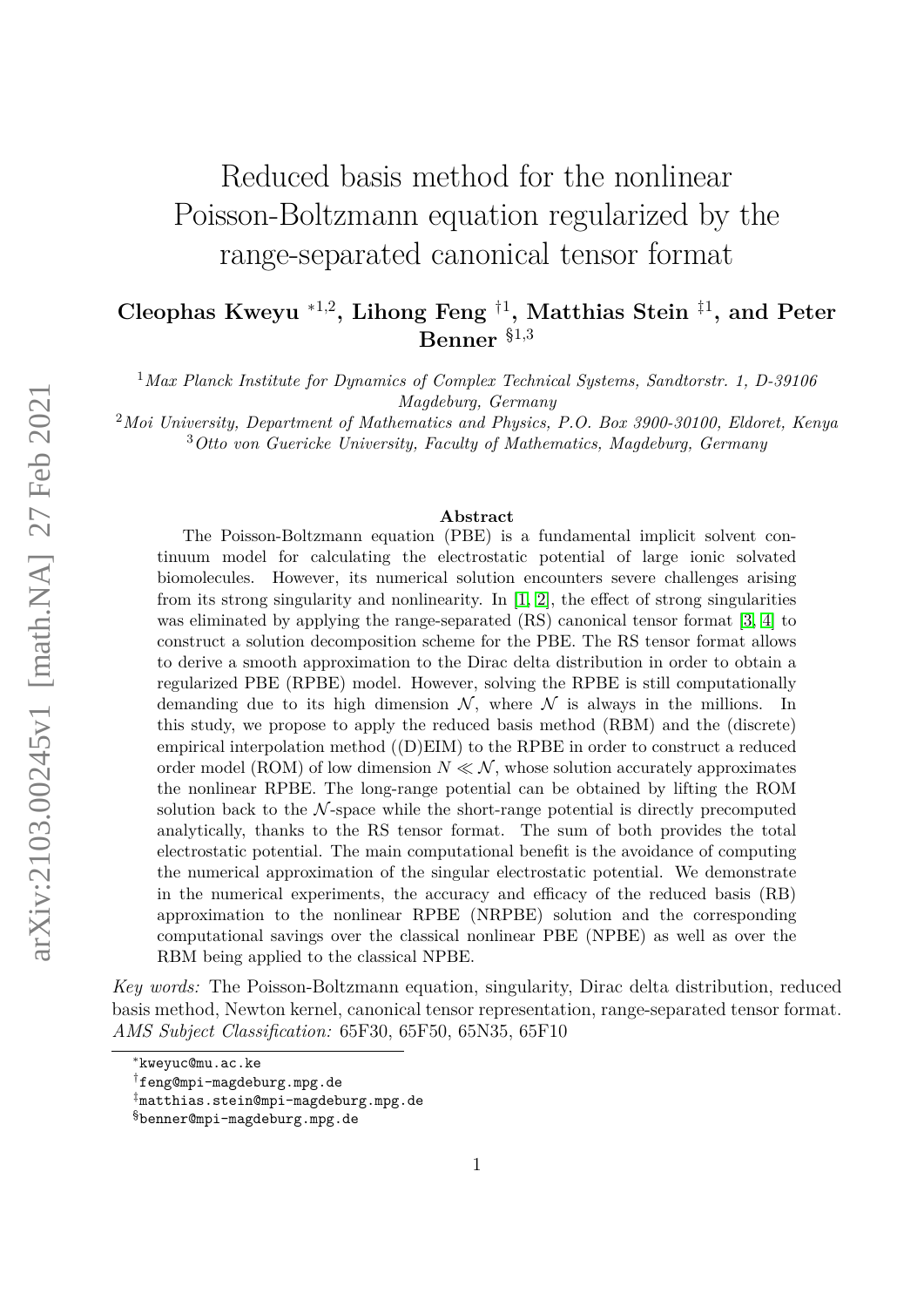# Reduced basis method for the nonlinear Poisson-Boltzmann equation regularized by the range-separated canonical tensor format

**Cleophas Kweyu** *[1,2], **Lihong Feng** †[1], **Matthias Stein** ‡[1], **and Peter Benner** §[1,3]

[1] *Max Planck Institute for Dynamics of Complex Technical Systems, Sandtorstr. 1, D-39106 Magdeburg, Germany*

[2] *Moi University, Department of Mathematics and Physics, P.O. Box 3900-30100, Eldoret, Kenya*

[3] *Otto von Guericke University, Faculty of Mathematics, Magdeburg, Germany*

arXiv:2103.00245v1 [math.NA] 27 Feb 2021

### Abstract

The Poisson-Boltzmann equation (PBE) is a fundamental implicit solvent continuum model for calculating the electrostatic potential of large ionic solvated biomolecules. However, its numerical solution encounters severe challenges arising from its strong singularity and nonlinearity. In [1, 2], the effect of strong singularities was eliminated by applying the range-separated (RS) canonical tensor format [3, 4] to construct a solution decomposition scheme for the PBE. The RS tensor format allows to derive a smooth approximation to the Dirac delta distribution in order to obtain a regularized PBE (RPBE) model. However, solving the RPBE is still computationally demanding due to its high dimension $\mathcal{N}$, where $\mathcal{N}$ is always in the millions. In this study, we propose to apply the reduced basis method (RBM) and the (discrete) empirical interpolation method ((D)EIM) to the RPBE in order to construct a reduced order model (ROM) of low dimension $N \ll \mathcal{N}$, whose solution accurately approximates the nonlinear RPBE. The long-range potential can be obtained by lifting the ROM solution back to the $\mathcal{N}$-space while the short-range potential is directly precomputed analytically, thanks to the RS tensor format. The sum of both provides the total electrostatic potential. The main computational benefit is the avoidance of computing the numerical approximation of the singular electrostatic potential. We demonstrate in the numerical experiments, the accuracy and efficacy of the reduced basis (RB) approximation to the nonlinear RPBE (NRPBE) solution and the corresponding computational savings over the classical nonlinear PBE (NPBE) as well as over the RBM being applied to the classical NPBE.

*Key words:* The Poisson-Boltzmann equation, singularity, Dirac delta distribution, reduced basis method, Newton kernel, canonical tensor representation, range-separated tensor format.
*AMS Subject Classification:* 65F30, 65F50, 65N35, 65F10

---

*kweyuc@mu.ac.ke

†feng@mpi-magdeburg.mpg.de

‡matthias.stein@mpi-magdeburg.mpg.de

§benner@mpi-magdeburg.mpg.de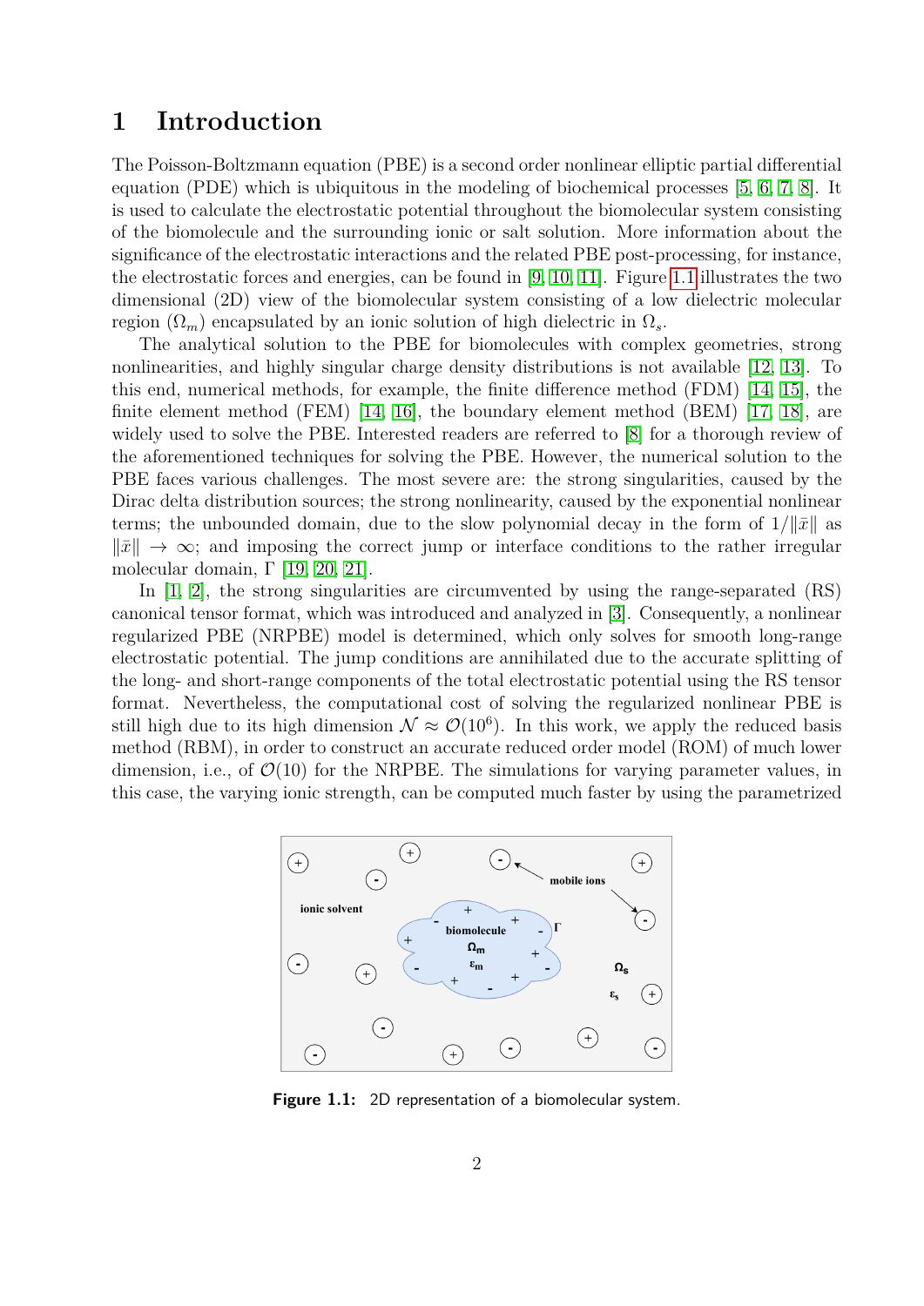# 1 Introduction

The Poisson-Boltzmann equation (PBE) is a second order nonlinear elliptic partial differential equation (PDE) which is ubiquitous in the modeling of biochemical processes [5, 6, 7, 8]. It is used to calculate the electrostatic potential throughout the biomolecular system consisting of the biomolecule and the surrounding ionic or salt solution. More information about the significance of the electrostatic interactions and the related PBE post-processing, for instance, the electrostatic forces and energies, can be found in [9, 10, 11]. Figure 1.1 illustrates the two dimensional (2D) view of the biomolecular system consisting of a low dielectric molecular region ($\Omega_m$) encapsulated by an ionic solution of high dielectric in $\Omega_s$.

The analytical solution to the PBE for biomolecules with complex geometries, strong nonlinearities, and highly singular charge density distributions is not available [12, 13]. To this end, numerical methods, for example, the finite difference method (FDM) [14, 15], the finite element method (FEM) [14, 16], the boundary element method (BEM) [17, 18], are widely used to solve the PBE. Interested readers are referred to [8] for a thorough review of the aforementioned techniques for solving the PBE. However, the numerical solution to the PBE faces various challenges. The most severe are: the strong singularities, caused by the Dirac delta distribution sources; the strong nonlinearity, caused by the exponential nonlinear terms; the unbounded domain, due to the slow polynomial decay in the form of $1/\|\bar{x}\|$ as $\|\bar{x}\| \to \infty$; and imposing the correct jump or interface conditions to the rather irregular molecular domain, $\Gamma$ [19, 20, 21].

In [1, 2], the strong singularities are circumvented by using the range-separated (RS) canonical tensor format, which was introduced and analyzed in [3]. Consequently, a nonlinear regularized PBE (NRPBE) model is determined, which only solves for smooth long-range electrostatic potential. The jump conditions are annihilated due to the accurate splitting of the long- and short-range components of the total electrostatic potential using the RS tensor format. Nevertheless, the computational cost of solving the regularized nonlinear PBE is still high due to its high dimension $\mathcal{N} \approx \mathcal{O}(10^6)$. In this work, we apply the reduced basis method (RBM), in order to construct an accurate reduced order model (ROM) of much lower dimension, i.e., of $\mathcal{O}(10)$ for the NRPBE. The simulations for varying parameter values, in this case, the varying ionic strength, can be computed much faster by using the parametrized

mobile ions

ionic solvent

biomolecule

$\Omega_m$

$\varepsilon_m$

$\Gamma$

$\Omega_s$

$\varepsilon_s$

**Figure 1.1:** 2D representation of a biomolecular system.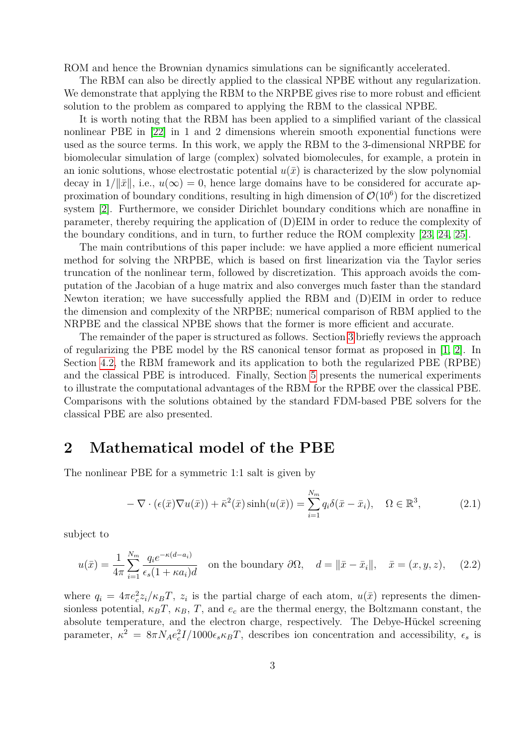ROM and hence the Brownian dynamics simulations can be significantly accelerated.

The RBM can also be directly applied to the classical NPBE without any regularization. We demonstrate that applying the RBM to the NRPBE gives rise to more robust and efficient solution to the problem as compared to applying the RBM to the classical NPBE.

It is worth noting that the RBM has been applied to a simplified variant of the classical nonlinear PBE in [22] in 1 and 2 dimensions wherein smooth exponential functions were used as the source terms. In this work, we apply the RBM to the 3-dimensional NRPBE for biomolecular simulation of large (complex) solvated biomolecules, for example, a protein in an ionic solutions, whose electrostatic potential $u(\bar{x})$ is characterized by the slow polynomial decay in $1/\|\bar{x}\|$, i.e., $u(\infty) = 0$, hence large domains have to be considered for accurate approximation of boundary conditions, resulting in high dimension of $\mathcal{O}(10^6)$ for the discretized system [2]. Furthermore, we consider Dirichlet boundary conditions which are nonaffine in parameter, thereby requiring the application of (D)EIM in order to reduce the complexity of the boundary conditions, and in turn, to further reduce the ROM complexity [23, 24, 25].

The main contributions of this paper include: we have applied a more efficient numerical method for solving the NRPBE, which is based on first linearization via the Taylor series truncation of the nonlinear term, followed by discretization. This approach avoids the computation of the Jacobian of a huge matrix and also converges much faster than the standard Newton iteration; we have successfully applied the RBM and (D)EIM in order to reduce the dimension and complexity of the NRPBE; numerical comparison of RBM applied to the NRPBE and the classical NPBE shows that the former is more efficient and accurate.

The remainder of the paper is structured as follows. Section 3 briefly reviews the approach of regularizing the PBE model by the RS canonical tensor format as proposed in [1, 2]. In Section 4.2, the RBM framework and its application to both the regularized PBE (RPBE) and the classical PBE is introduced. Finally, Section 5 presents the numerical experiments to illustrate the computational advantages of the RBM for the RPBE over the classical PBE. Comparisons with the solutions obtained by the standard FDM-based PBE solvers for the classical PBE are also presented.

## 2 Mathematical model of the PBE

The nonlinear PBE for a symmetric 1:1 salt is given by

$$-\nabla \cdot (\epsilon(\bar{x})\nabla u(\bar{x})) + \bar{\kappa}^2(\bar{x})\sinh(u(\bar{x})) = \sum_{i=1}^{N_m} q_i \delta(\bar{x} - \bar{x}_i), \quad \Omega \in \mathbb{R}^3, \tag{2.1}$$

subject to

$$u(\bar{x}) = \frac{1}{4\pi}\sum_{i=1}^{N_m} \frac{q_i e^{-\kappa(d-a_i)}}{\epsilon_s(1+\kappa a_i)d} \quad \text{on the boundary } \partial\Omega, \quad d = \|\bar{x} - \bar{x}_i\|, \quad \bar{x} = (x, y, z), \tag{2.2}$$

where $q_i = 4\pi e_c^2 z_i/\kappa_B T$, $z_i$ is the partial charge of each atom, $u(\bar{x})$ represents the dimensionless potential, $\kappa_B T$, $\kappa_B$, $T$, and $e_c$ are the thermal energy, the Boltzmann constant, the absolute temperature, and the electron charge, respectively. The Debye-Hückel screening parameter, $\kappa^2 = 8\pi N_A e_c^2 I/1000\epsilon_s \kappa_B T$, describes ion concentration and accessibility, $\epsilon_s$ is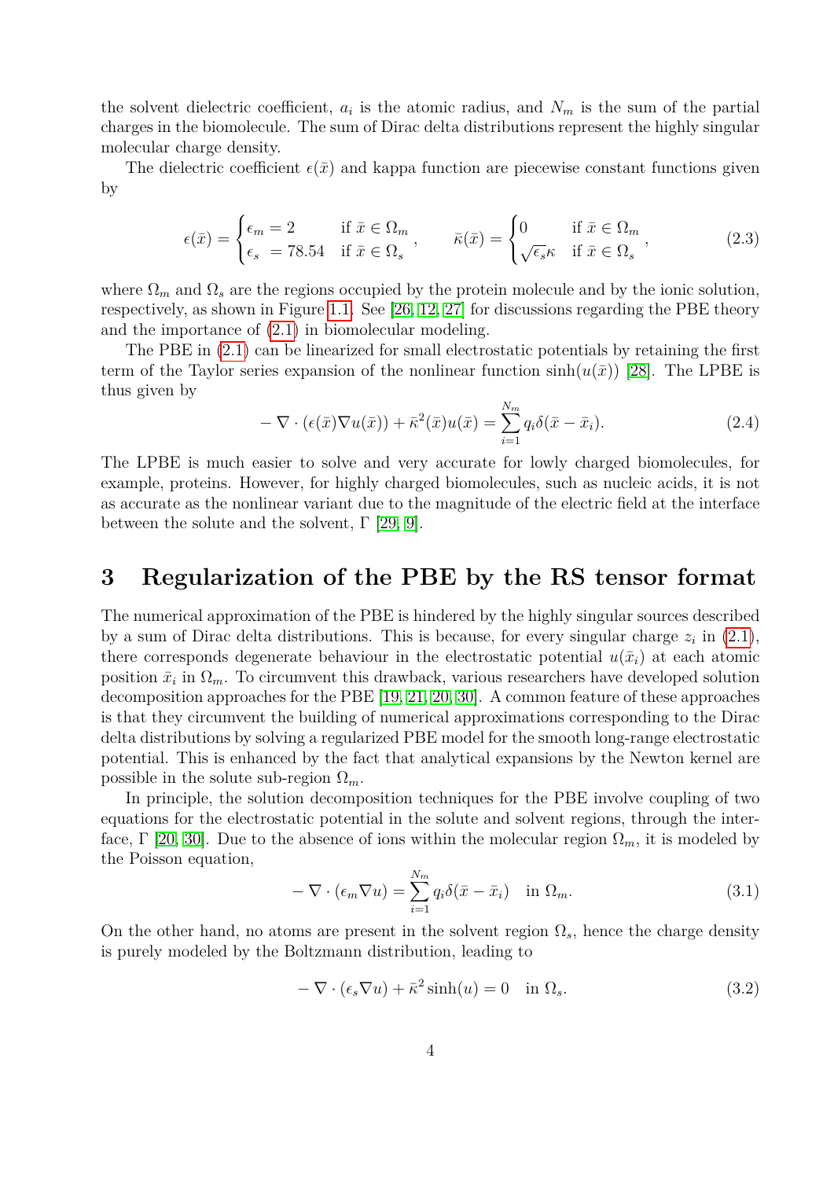the solvent dielectric coefficient, $a_i$ is the atomic radius, and $N_m$ is the sum of the partial charges in the biomolecule. The sum of Dirac delta distributions represent the highly singular molecular charge density.

The dielectric coefficient $\epsilon(\bar{x})$ and kappa function are piecewise constant functions given by

$$\epsilon(\bar{x}) = \begin{cases} \epsilon_m = 2 & \text{if } \bar{x} \in \Omega_m \\ \epsilon_s \ = 78.54 & \text{if } \bar{x} \in \Omega_s \end{cases}, \qquad \bar{\kappa}(\bar{x}) = \begin{cases} 0 & \text{if } \bar{x} \in \Omega_m \\ \sqrt{\epsilon_s}\kappa & \text{if } \bar{x} \in \Omega_s \end{cases}, \tag{2.3}$$

where $\Omega_m$ and $\Omega_s$ are the regions occupied by the protein molecule and by the ionic solution, respectively, as shown in Figure 1.1. See [26, 12, 27] for discussions regarding the PBE theory and the importance of (2.1) in biomolecular modeling.

The PBE in (2.1) can be linearized for small electrostatic potentials by retaining the first term of the Taylor series expansion of the nonlinear function $\sinh(u(\bar{x}))$ [28]. The LPBE is thus given by

$$-\nabla \cdot (\epsilon(\bar{x})\nabla u(\bar{x})) + \bar{\kappa}^2(\bar{x})u(\bar{x}) = \sum_{i=1}^{N_m} q_i \delta(\bar{x} - \bar{x}_i). \tag{2.4}$$

The LPBE is much easier to solve and very accurate for lowly charged biomolecules, for example, proteins. However, for highly charged biomolecules, such as nucleic acids, it is not as accurate as the nonlinear variant due to the magnitude of the electric field at the interface between the solute and the solvent, $\Gamma$ [29, 9].

# 3 Regularization of the PBE by the RS tensor format

The numerical approximation of the PBE is hindered by the highly singular sources described by a sum of Dirac delta distributions. This is because, for every singular charge $z_i$ in (2.1), there corresponds degenerate behaviour in the electrostatic potential $u(\bar{x}_i)$ at each atomic position $\bar{x}_i$ in $\Omega_m$. To circumvent this drawback, various researchers have developed solution decomposition approaches for the PBE [19, 21, 20, 30]. A common feature of these approaches is that they circumvent the building of numerical approximations corresponding to the Dirac delta distributions by solving a regularized PBE model for the smooth long-range electrostatic potential. This is enhanced by the fact that analytical expansions by the Newton kernel are possible in the solute sub-region $\Omega_m$.

In principle, the solution decomposition techniques for the PBE involve coupling of two equations for the electrostatic potential in the solute and solvent regions, through the interface, $\Gamma$ [20, 30]. Due to the absence of ions within the molecular region $\Omega_m$, it is modeled by the Poisson equation,

$$-\nabla \cdot (\epsilon_m \nabla u) = \sum_{i=1}^{N_m} q_i \delta(\bar{x} - \bar{x}_i) \quad \text{in } \Omega_m. \tag{3.1}$$

On the other hand, no atoms are present in the solvent region $\Omega_s$, hence the charge density is purely modeled by the Boltzmann distribution, leading to

$$-\nabla \cdot (\epsilon_s \nabla u) + \bar{\kappa}^2 \sinh(u) = 0 \quad \text{in } \Omega_s. \tag{3.2}$$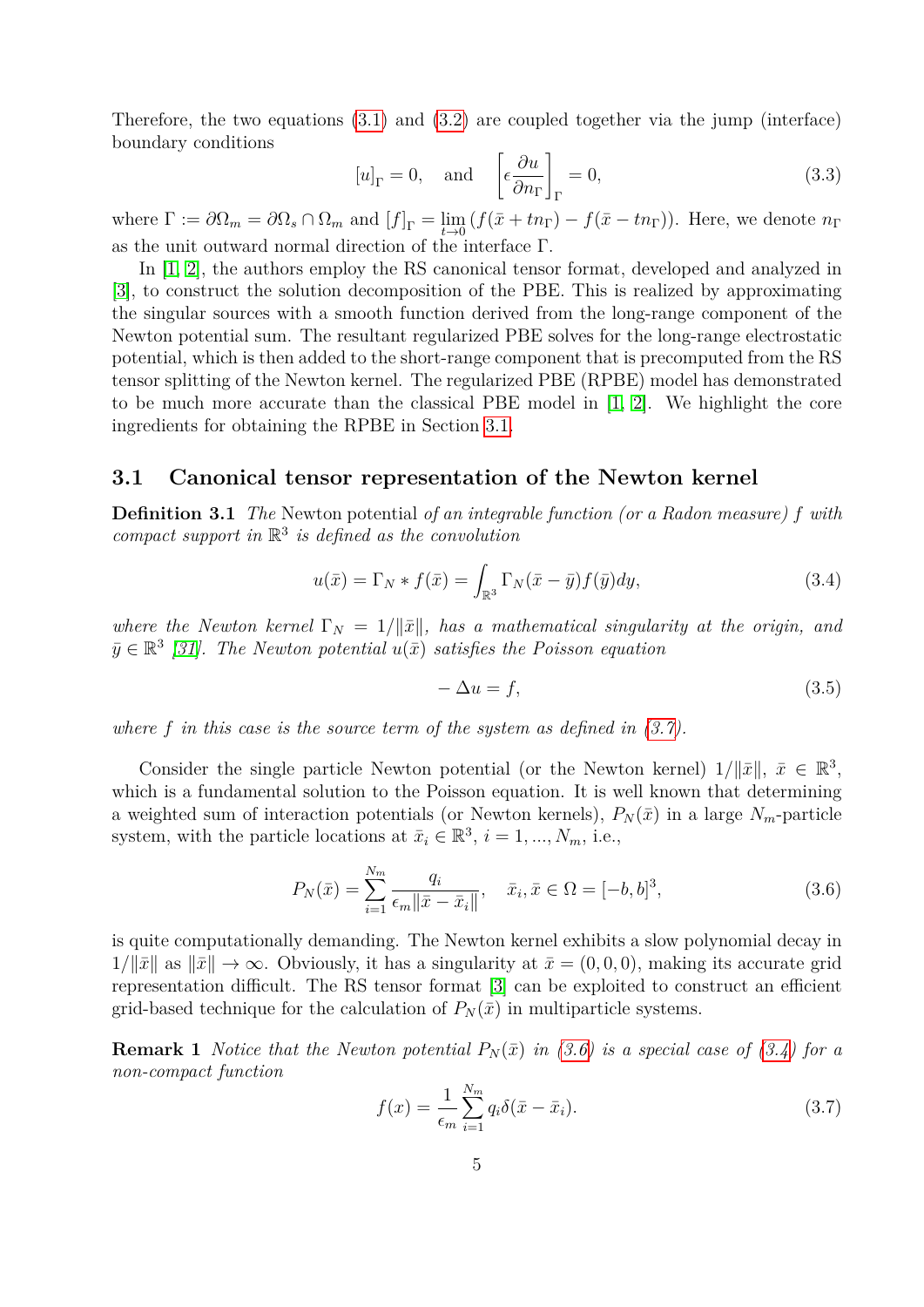Therefore, the two equations (3.1) and (3.2) are coupled together via the jump (interface) boundary conditions

$$[u]_\Gamma = 0, \quad \text{and} \quad \left[\epsilon \frac{\partial u}{\partial n_\Gamma}\right]_\Gamma = 0, \tag{3.3}$$

where $\Gamma := \partial\Omega_m = \partial\Omega_s \cap \Omega_m$ and $[f]_\Gamma = \lim_{t\to 0}(f(\bar{x} + tn_\Gamma) - f(\bar{x} - tn_\Gamma))$. Here, we denote $n_\Gamma$ as the unit outward normal direction of the interface $\Gamma$.

In [1, 2], the authors employ the RS canonical tensor format, developed and analyzed in [3], to construct the solution decomposition of the PBE. This is realized by approximating the singular sources with a smooth function derived from the long-range component of the Newton potential sum. The resultant regularized PBE solves for the long-range electrostatic potential, which is then added to the short-range component that is precomputed from the RS tensor splitting of the Newton kernel. The regularized PBE (RPBE) model has demonstrated to be much more accurate than the classical PBE model in [1, 2]. We highlight the core ingredients for obtaining the RPBE in Section 3.1.

## 3.1 Canonical tensor representation of the Newton kernel

**Definition 3.1** *The* Newton potential *of an integrable function (or a Radon measure) $f$ with compact support in $\mathbb{R}^3$ is defined as the convolution*

$$u(\bar{x}) = \Gamma_N * f(\bar{x}) = \int_{\mathbb{R}^3} \Gamma_N(\bar{x} - \bar{y}) f(\bar{y}) dy, \tag{3.4}$$

*where the Newton kernel $\Gamma_N = 1/\|\bar{x}\|$, has a mathematical singularity at the origin, and $\bar{y} \in \mathbb{R}^3$ [31]. The Newton potential $u(\bar{x})$ satisfies the Poisson equation*

$$-\Delta u = f, \tag{3.5}$$

*where $f$ in this case is the source term of the system as defined in (3.7).*

Consider the single particle Newton potential (or the Newton kernel) $1/\|\bar{x}\|$, $\bar{x} \in \mathbb{R}^3$, which is a fundamental solution to the Poisson equation. It is well known that determining a weighted sum of interaction potentials (or Newton kernels), $P_N(\bar{x})$ in a large $N_m$-particle system, with the particle locations at $\bar{x}_i \in \mathbb{R}^3$, $i = 1, \ldots, N_m$, i.e.,

$$P_N(\bar{x}) = \sum_{i=1}^{N_m} \frac{q_i}{\epsilon_m \|\bar{x} - \bar{x}_i\|}, \quad \bar{x}_i, \bar{x} \in \Omega = [-b, b]^3, \tag{3.6}$$

is quite computationally demanding. The Newton kernel exhibits a slow polynomial decay in $1/\|\bar{x}\|$ as $\|\bar{x}\| \to \infty$. Obviously, it has a singularity at $\bar{x} = (0, 0, 0)$, making its accurate grid representation difficult. The RS tensor format [3] can be exploited to construct an efficient grid-based technique for the calculation of $P_N(\bar{x})$ in multiparticle systems.

**Remark 1** *Notice that the Newton potential $P_N(\bar{x})$ in (3.6) is a special case of (3.4) for a non-compact function*

$$f(x) = \frac{1}{\epsilon_m} \sum_{i=1}^{N_m} q_i \delta(\bar{x} - \bar{x}_i). \tag{3.7}$$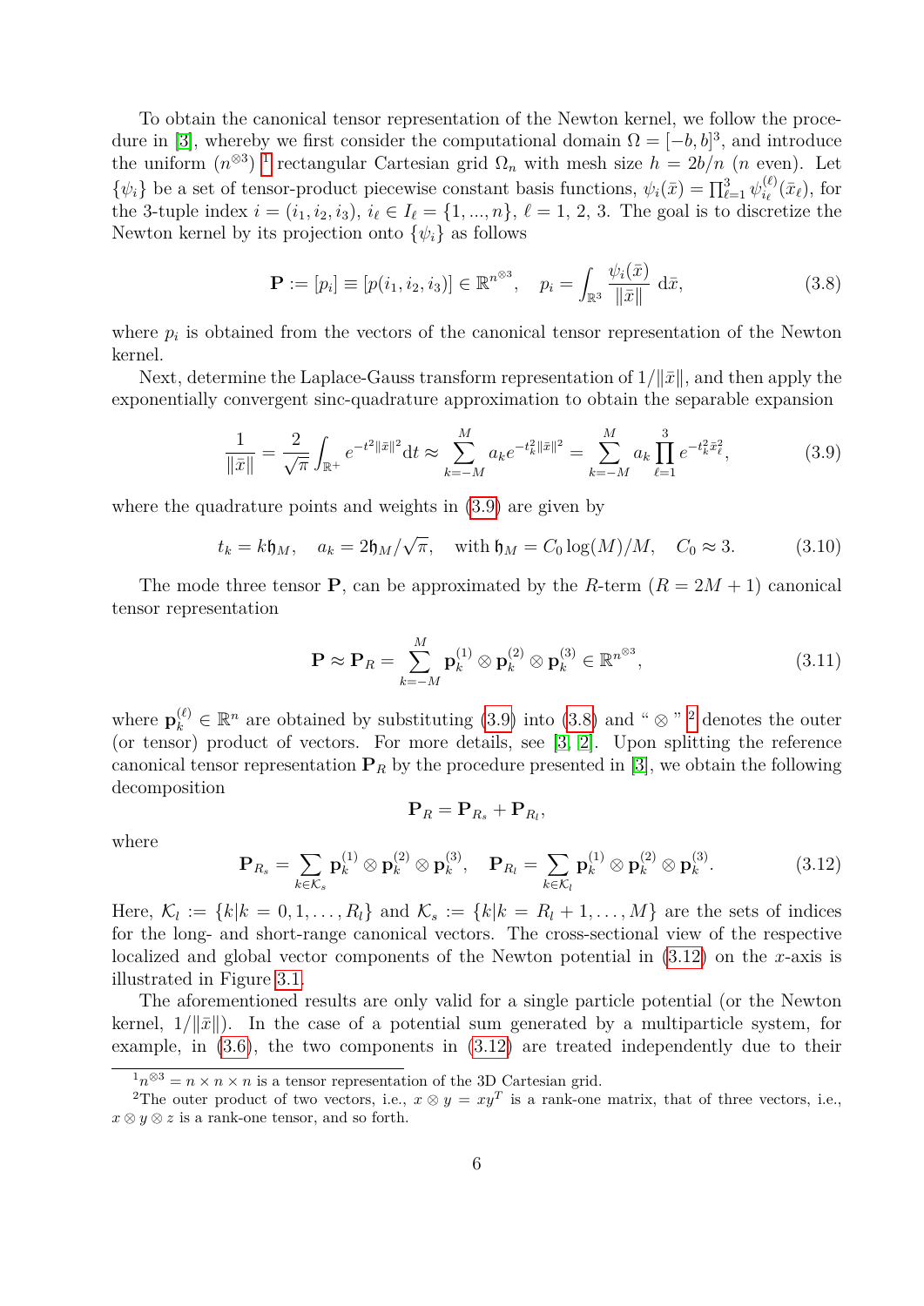To obtain the canonical tensor representation of the Newton kernel, we follow the procedure in [3], whereby we first consider the computational domain $\Omega = [-b, b]^3$, and introduce the uniform $(n^{\otimes 3})$ [1] rectangular Cartesian grid $\Omega_n$ with mesh size $h = 2b/n$ ($n$ even). Let $\{\psi_i\}$ be a set of tensor-product piecewise constant basis functions, $\psi_i(\bar{x}) = \prod_{\ell=1}^{3} \psi_{i_\ell}^{(\ell)}(\bar{x}_\ell)$, for the 3-tuple index $i = (i_1, i_2, i_3)$, $i_\ell \in I_\ell = \{1, ..., n\}$, $\ell = 1, 2, 3$. The goal is to discretize the Newton kernel by its projection onto $\{\psi_i\}$ as follows

$$
\mathbf{P} := [p_i] \equiv [p(i_1, i_2, i_3)] \in \mathbb{R}^{n^{\otimes 3}}, \quad p_i = \int_{\mathbb{R}^3} \frac{\psi_i(\bar{x})}{\|\bar{x}\|} \, \mathrm{d}\bar{x}, \tag{3.8}
$$

where $p_i$ is obtained from the vectors of the canonical tensor representation of the Newton kernel.

Next, determine the Laplace-Gauss transform representation of $1/\|\bar{x}\|$, and then apply the exponentially convergent sinc-quadrature approximation to obtain the separable expansion

$$
\frac{1}{\|\bar{x}\|} = \frac{2}{\sqrt{\pi}} \int_{\mathbb{R}^+} e^{-t^2\|\bar{x}\|^2} \mathrm{d}t \approx \sum_{k=-M}^{M} a_k e^{-t_k^2\|\bar{x}\|^2} = \sum_{k=-M}^{M} a_k \prod_{\ell=1}^{3} e^{-t_k^2 \bar{x}_\ell^2}, \tag{3.9}
$$

where the quadrature points and weights in (3.9) are given by

$$
t_k = k\mathfrak{h}_M, \quad a_k = 2\mathfrak{h}_M/\sqrt{\pi}, \quad \text{with } \mathfrak{h}_M = C_0 \log(M)/M, \quad C_0 \approx 3. \tag{3.10}
$$

The mode three tensor $\mathbf{P}$, can be approximated by the $R$-term ($R = 2M + 1$) canonical tensor representation

$$
\mathbf{P} \approx \mathbf{P}_R = \sum_{k=-M}^{M} \mathbf{p}_k^{(1)} \otimes \mathbf{p}_k^{(2)} \otimes \mathbf{p}_k^{(3)} \in \mathbb{R}^{n^{\otimes 3}}, \tag{3.11}
$$

where $\mathbf{p}_k^{(\ell)} \in \mathbb{R}^n$ are obtained by substituting (3.9) into (3.8) and " $\otimes$ " [2] denotes the outer (or tensor) product of vectors. For more details, see [3, 2]. Upon splitting the reference canonical tensor representation $\mathbf{P}_R$ by the procedure presented in [3], we obtain the following decomposition

$$
\mathbf{P}_R = \mathbf{P}_{R_s} + \mathbf{P}_{R_l},
$$

where

$$
\mathbf{P}_{R_s} = \sum_{k \in \mathcal{K}_s} \mathbf{p}_k^{(1)} \otimes \mathbf{p}_k^{(2)} \otimes \mathbf{p}_k^{(3)}, \quad \mathbf{P}_{R_l} = \sum_{k \in \mathcal{K}_l} \mathbf{p}_k^{(1)} \otimes \mathbf{p}_k^{(2)} \otimes \mathbf{p}_k^{(3)}. \tag{3.12}
$$

Here, $\mathcal{K}_l := \{k | k = 0, 1, \ldots, R_l\}$ and $\mathcal{K}_s := \{k | k = R_l + 1, \ldots, M\}$ are the sets of indices for the long- and short-range canonical vectors. The cross-sectional view of the respective localized and global vector components of the Newton potential in (3.12) on the $x$-axis is illustrated in Figure 3.1.

The aforementioned results are only valid for a single particle potential (or the Newton kernel, $1/\|\bar{x}\|$). In the case of a potential sum generated by a multiparticle system, for example, in (3.6), the two components in (3.12) are treated independently due to their

---

[1] $n^{\otimes 3} = n \times n \times n$ is a tensor representation of the 3D Cartesian grid.

[2] The outer product of two vectors, i.e., $x \otimes y = xy^T$ is a rank-one matrix, that of three vectors, i.e., $x \otimes y \otimes z$ is a rank-one tensor, and so forth.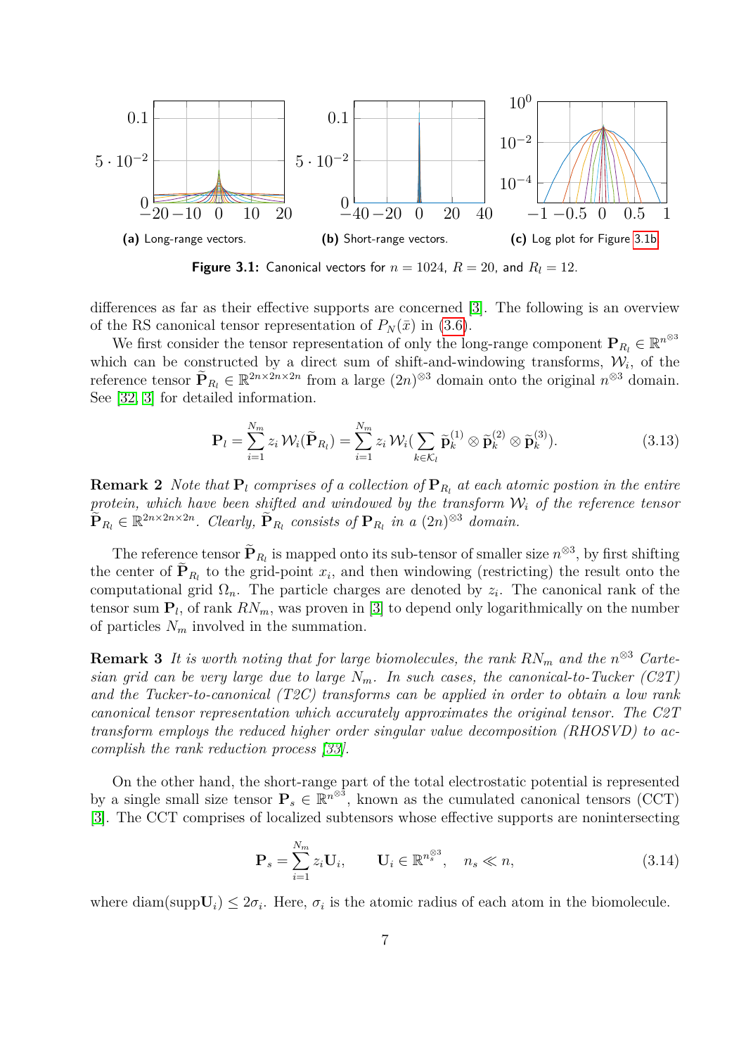0.1

$5 \cdot 10^{-2}$

0

−20 −10 0 10 20

**(a)** Long-range vectors.

0.1

$5 \cdot 10^{-2}$

0

−40 −20 0 20 40

**(b)** Short-range vectors.

$10^{0}$

$10^{-2}$

$10^{-4}$

−1 −0.5 0 0.5 1

**(c)** Log plot for Figure 3.1b

**Figure 3.1:** Canonical vectors for $n = 1024$, $R = 20$, and $R_l = 12$.

differences as far as their effective supports are concerned [3]. The following is an overview of the RS canonical tensor representation of $P_N(\bar{x})$ in (3.6).

We first consider the tensor representation of only the long-range component $\mathbf{P}_{R_l} \in \mathbb{R}^{n^{\otimes 3}}$ which can be constructed by a direct sum of shift-and-windowing transforms, $\mathcal{W}_i$, of the reference tensor $\widetilde{\mathbf{P}}_{R_l} \in \mathbb{R}^{2n \times 2n \times 2n}$ from a large $(2n)^{\otimes 3}$ domain onto the original $n^{\otimes 3}$ domain. See [32, 3] for detailed information.

$$\mathbf{P}_l = \sum_{i=1}^{N_m} z_i \, \mathcal{W}_i(\widetilde{\mathbf{P}}_{R_l}) = \sum_{i=1}^{N_m} z_i \, \mathcal{W}_i\Big(\sum_{k \in \mathcal{K}_l} \widetilde{\mathbf{p}}_k^{(1)} \otimes \widetilde{\mathbf{p}}_k^{(2)} \otimes \widetilde{\mathbf{p}}_k^{(3)}\Big). \tag{3.13}$$

**Remark 2** *Note that $\mathbf{P}_l$ comprises of a collection of $\mathbf{P}_{R_l}$ at each atomic postion in the entire protein, which have been shifted and windowed by the transform $\mathcal{W}_i$ of the reference tensor $\widetilde{\mathbf{P}}_{R_l} \in \mathbb{R}^{2n \times 2n \times 2n}$. Clearly, $\widetilde{\mathbf{P}}_{R_l}$ consists of $\mathbf{P}_{R_l}$ in a $(2n)^{\otimes 3}$ domain.*

The reference tensor $\widetilde{\mathbf{P}}_{R_l}$ is mapped onto its sub-tensor of smaller size $n^{\otimes 3}$, by first shifting the center of $\widetilde{\mathbf{P}}_{R_l}$ to the grid-point $x_i$, and then windowing (restricting) the result onto the computational grid $\Omega_n$. The particle charges are denoted by $z_i$. The canonical rank of the tensor sum $\mathbf{P}_l$, of rank $RN_m$, was proven in [3] to depend only logarithmically on the number of particles $N_m$ involved in the summation.

**Remark 3** *It is worth noting that for large biomolecules, the rank $RN_m$ and the $n^{\otimes 3}$ Cartesian grid can be very large due to large $N_m$. In such cases, the canonical-to-Tucker (C2T) and the Tucker-to-canonical (T2C) transforms can be applied in order to obtain a low rank canonical tensor representation which accurately approximates the original tensor. The C2T transform employs the reduced higher order singular value decomposition (RHOSVD) to accomplish the rank reduction process [33].*

On the other hand, the short-range part of the total electrostatic potential is represented by a single small size tensor $\mathbf{P}_s \in \mathbb{R}^{n^{\otimes 3}}$, known as the cumulated canonical tensors (CCT) [3]. The CCT comprises of localized subtensors whose effective supports are nonintersecting

$$\mathbf{P}_s = \sum_{i=1}^{N_m} z_i \mathbf{U}_i, \qquad \mathbf{U}_i \in \mathbb{R}^{n_s^{\otimes 3}}, \quad n_s \ll n, \tag{3.14}$$

where $\mathrm{diam}(\mathrm{supp}\mathbf{U}_i) \leq 2\sigma_i$. Here, $\sigma_i$ is the atomic radius of each atom in the biomolecule.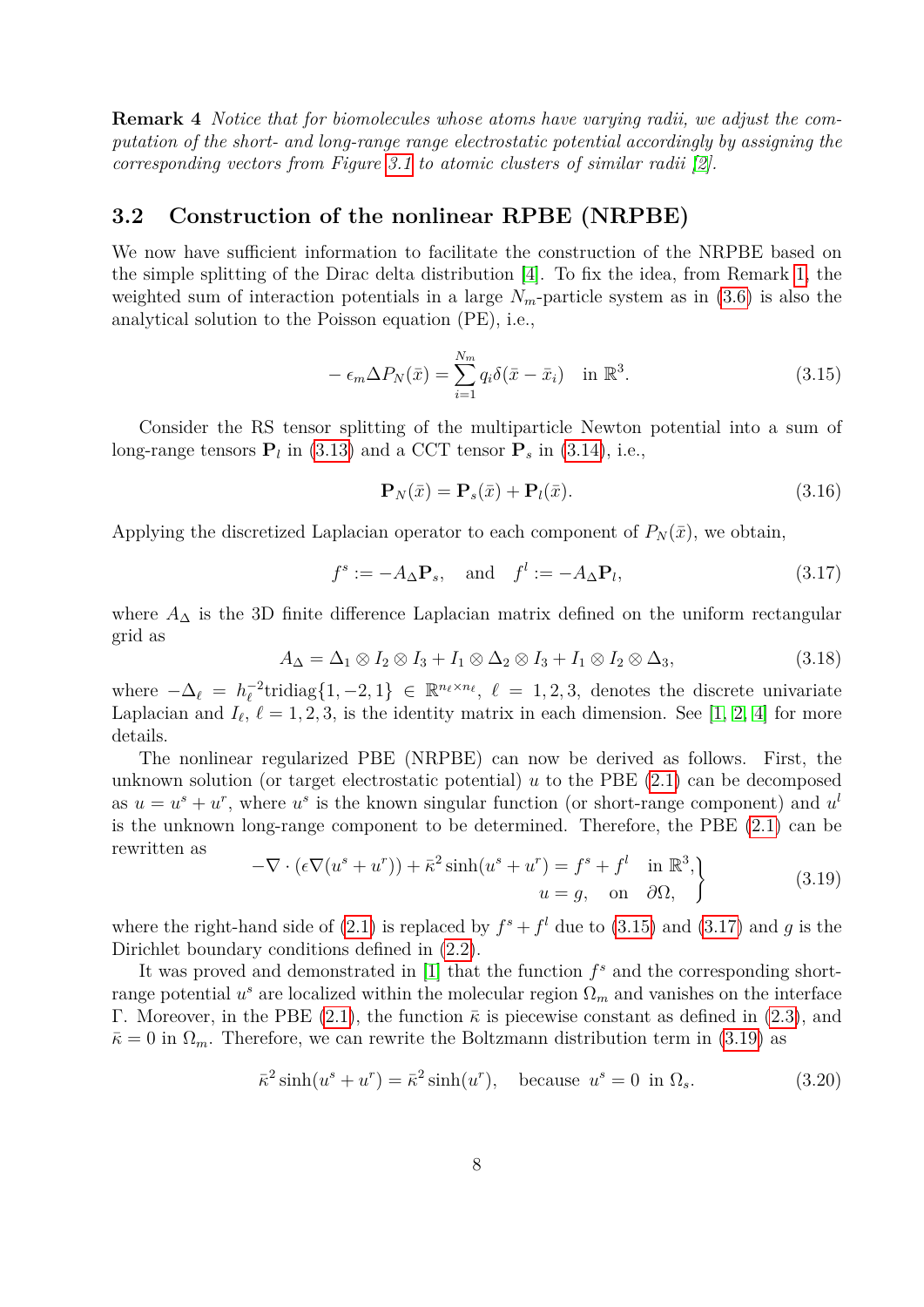**Remark 4** *Notice that for biomolecules whose atoms have varying radii, we adjust the computation of the short- and long-range range electrostatic potential accordingly by assigning the corresponding vectors from Figure 3.1 to atomic clusters of similar radii [2].*

## 3.2 Construction of the nonlinear RPBE (NRPBE)

We now have sufficient information to facilitate the construction of the NRPBE based on the simple splitting of the Dirac delta distribution [4]. To fix the idea, from Remark 1, the weighted sum of interaction potentials in a large $N_m$-particle system as in (3.6) is also the analytical solution to the Poisson equation (PE), i.e.,

$$-\epsilon_m \Delta P_N(\bar{x}) = \sum_{i=1}^{N_m} q_i \delta(\bar{x} - \bar{x}_i) \quad \text{in } \mathbb{R}^3. \tag{3.15}$$

Consider the RS tensor splitting of the multiparticle Newton potential into a sum of long-range tensors $\mathbf{P}_l$ in (3.13) and a CCT tensor $\mathbf{P}_s$ in (3.14), i.e.,

$$\mathbf{P}_N(\bar{x}) = \mathbf{P}_s(\bar{x}) + \mathbf{P}_l(\bar{x}). \tag{3.16}$$

Applying the discretized Laplacian operator to each component of $P_N(\bar{x})$, we obtain,

$$f^s := -A_\Delta \mathbf{P}_s, \quad \text{and} \quad f^l := -A_\Delta \mathbf{P}_l, \tag{3.17}$$

where $A_\Delta$ is the 3D finite difference Laplacian matrix defined on the uniform rectangular grid as

$$A_\Delta = \Delta_1 \otimes I_2 \otimes I_3 + I_1 \otimes \Delta_2 \otimes I_3 + I_1 \otimes I_2 \otimes \Delta_3, \tag{3.18}$$

where $-\Delta_\ell = h_\ell^{-2} \text{tridiag}\{1, -2, 1\} \in \mathbb{R}^{n_\ell \times n_\ell}$, $\ell = 1, 2, 3$, denotes the discrete univariate Laplacian and $I_\ell$, $\ell = 1, 2, 3$, is the identity matrix in each dimension. See [1, 2, 4] for more details.

The nonlinear regularized PBE (NRPBE) can now be derived as follows. First, the unknown solution (or target electrostatic potential) $u$ to the PBE (2.1) can be decomposed as $u = u^s + u^r$, where $u^s$ is the known singular function (or short-range component) and $u^l$ is the unknown long-range component to be determined. Therefore, the PBE (2.1) can be rewritten as

$$\left.\begin{aligned} -\nabla \cdot (\epsilon \nabla (u^s + u^r)) + \bar{\kappa}^2 \sinh(u^s + u^r) &= f^s + f^l \quad \text{in } \mathbb{R}^3, \\ u &= g, \quad \text{on } \partial\Omega, \end{aligned}\right\} \tag{3.19}$$

where the right-hand side of (2.1) is replaced by $f^s + f^l$ due to (3.15) and (3.17) and $g$ is the Dirichlet boundary conditions defined in (2.2).

It was proved and demonstrated in [1] that the function $f^s$ and the corresponding short-range potential $u^s$ are localized within the molecular region $\Omega_m$ and vanishes on the interface $\Gamma$. Moreover, in the PBE (2.1), the function $\bar{\kappa}$ is piecewise constant as defined in (2.3), and $\bar{\kappa} = 0$ in $\Omega_m$. Therefore, we can rewrite the Boltzmann distribution term in (3.19) as

$$\bar{\kappa}^2 \sinh(u^s + u^r) = \bar{\kappa}^2 \sinh(u^r), \quad \text{because } u^s = 0 \text{ in } \Omega_s. \tag{3.20}$$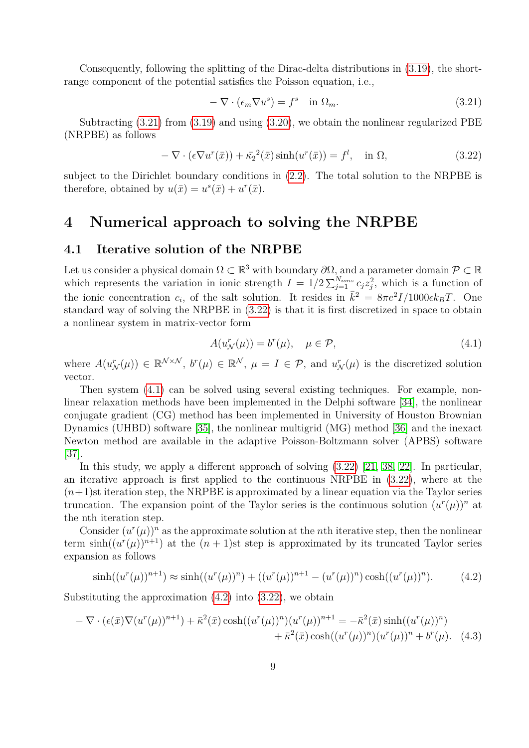Consequently, following the splitting of the Dirac-delta distributions in (3.19), the short-range component of the potential satisfies the Poisson equation, i.e.,

$$-\nabla \cdot (\epsilon_m \nabla u^s) = f^s \quad \text{in } \Omega_m. \tag{3.21}$$

Subtracting (3.21) from (3.19) and using (3.20), we obtain the nonlinear regularized PBE (NRPBE) as follows

$$-\nabla \cdot (\epsilon \nabla u^r(\bar{x})) + \bar{\kappa_2}^2(\bar{x}) \sinh(u^r(\bar{x})) = f^l, \quad \text{in } \Omega, \tag{3.22}$$

subject to the Dirichlet boundary conditions in (2.2). The total solution to the NRPBE is therefore, obtained by $u(\bar{x}) = u^s(\bar{x}) + u^r(\bar{x})$.

# 4 Numerical approach to solving the NRPBE

## 4.1 Iterative solution of the NRPBE

Let us consider a physical domain $\Omega \subset \mathbb{R}^3$ with boundary $\partial\Omega$, and a parameter domain $\mathcal{P} \subset \mathbb{R}$ which represents the variation in ionic strength $I = 1/2 \sum_{j=1}^{N_{ions}} c_j z_j^2$, which is a function of the ionic concentration $c_i$, of the salt solution. It resides in $\bar{k}^2 = 8\pi e^2 I / 1000 \epsilon k_B T$. One standard way of solving the NRPBE in (3.22) is that it is first discretized in space to obtain a nonlinear system in matrix-vector form

$$A(u^r_{\mathcal{N}}(\mu)) = b^r(\mu), \quad \mu \in \mathcal{P}, \tag{4.1}$$

where $A(u^r_{\mathcal{N}}(\mu)) \in \mathbb{R}^{\mathcal{N}\times\mathcal{N}}$, $b^r(\mu) \in \mathbb{R}^{\mathcal{N}}$, $\mu = I \in \mathcal{P}$, and $u^r_{\mathcal{N}}(\mu)$ is the discretized solution vector.

Then system (4.1) can be solved using several existing techniques. For example, nonlinear relaxation methods have been implemented in the Delphi software [34], the nonlinear conjugate gradient (CG) method has been implemented in University of Houston Brownian Dynamics (UHBD) software [35], the nonlinear multigrid (MG) method [36] and the inexact Newton method are available in the adaptive Poisson-Boltzmann solver (APBS) software [37].

In this study, we apply a different approach of solving (3.22) [21, 38, 22]. In particular, an iterative approach is first applied to the continuous NRPBE in (3.22), where at the $(n+1)$st iteration step, the NRPBE is approximated by a linear equation via the Taylor series truncation. The expansion point of the Taylor series is the continuous solution $(u^r(\mu))^n$ at the nth iteration step.

Consider $(u^r(\mu))^n$ as the approximate solution at the $n$th iterative step, then the nonlinear term $\sinh((u^r(\mu))^{n+1})$ at the $(n+1)$st step is approximated by its truncated Taylor series expansion as follows

$$\sinh((u^r(\mu))^{n+1}) \approx \sinh((u^r(\mu))^n) + ((u^r(\mu))^{n+1} - (u^r(\mu))^n)\cosh((u^r(\mu))^n). \tag{4.2}$$

Substituting the approximation (4.2) into (3.22), we obtain

$$\begin{aligned} -\nabla \cdot (\epsilon(\bar{x})\nabla(u^r(\mu))^{n+1}) + \bar{\kappa}^2(\bar{x})\cosh((u^r(\mu))^n)(u^r(\mu))^{n+1} = -\bar{\kappa}^2(\bar{x})\sinh((u^r(\mu))^n) \\ + \bar{\kappa}^2(\bar{x})\cosh((u^r(\mu))^n)(u^r(\mu))^n + b^r(\mu). \end{aligned} \tag{4.3}$$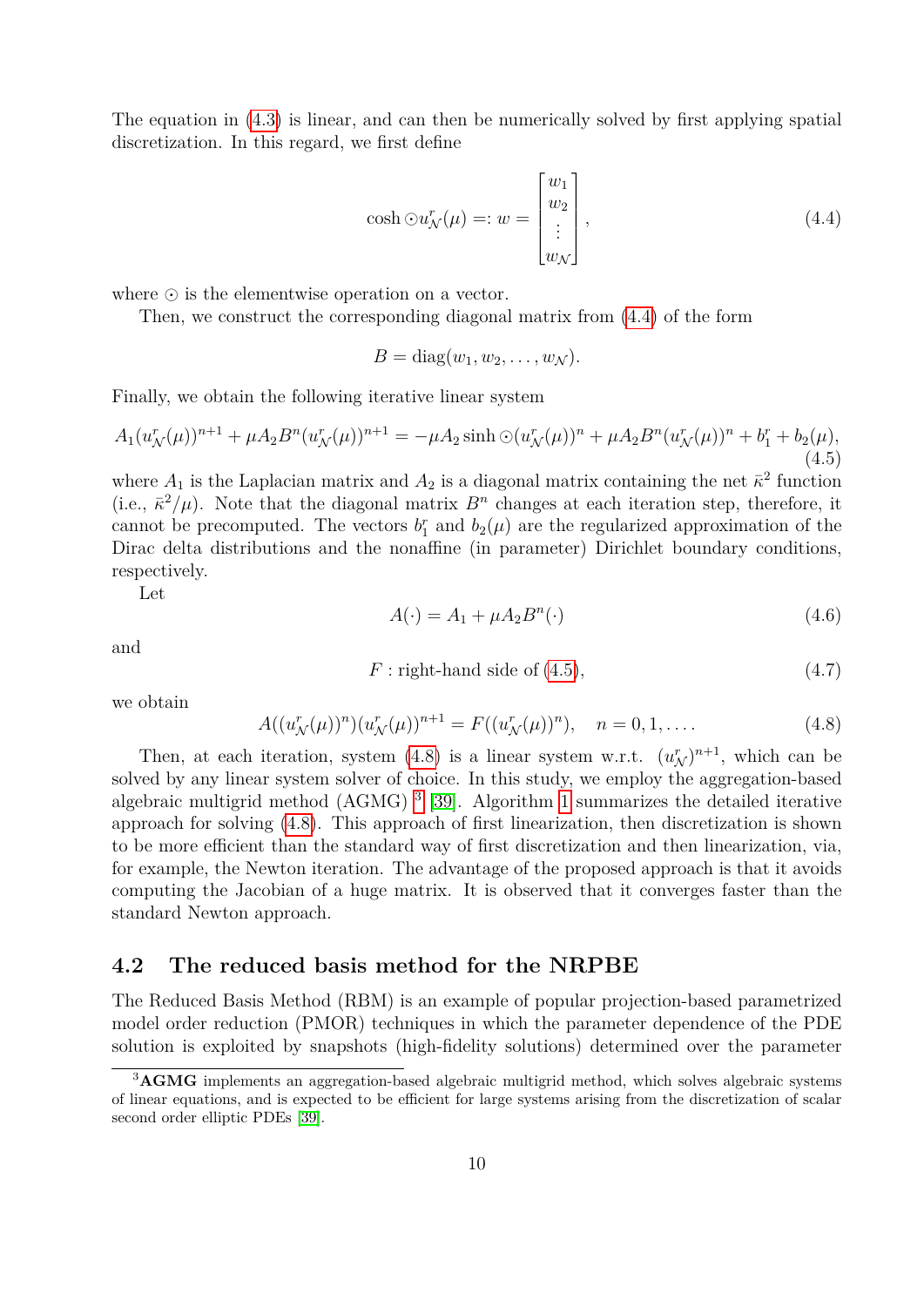The equation in (4.3) is linear, and can then be numerically solved by first applying spatial discretization. In this regard, we first define

$$\cosh \odot u^r_{\mathcal{N}}(\mu) =: w = \begin{bmatrix} w_1 \\ w_2 \\ \vdots \\ w_{\mathcal{N}} \end{bmatrix}, \tag{4.4}$$

where $\odot$ is the elementwise operation on a vector.

Then, we construct the corresponding diagonal matrix from (4.4) of the form

$$B = \text{diag}(w_1, w_2, \ldots, w_{\mathcal{N}}).$$

Finally, we obtain the following iterative linear system

$$A_1(u^r_{\mathcal{N}}(\mu))^{n+1} + \mu A_2 B^n (u^r_{\mathcal{N}}(\mu))^{n+1} = -\mu A_2 \sinh \odot (u^r_{\mathcal{N}}(\mu))^n + \mu A_2 B^n (u^r_{\mathcal{N}}(\mu))^n + b^r_1 + b_2(\mu), \tag{4.5}$$

where $A_1$ is the Laplacian matrix and $A_2$ is a diagonal matrix containing the net $\bar{\kappa}^2$ function (i.e., $\bar{\kappa}^2/\mu$). Note that the diagonal matrix $B^n$ changes at each iteration step, therefore, it cannot be precomputed. The vectors $b^r_1$ and $b_2(\mu)$ are the regularized approximation of the Dirac delta distributions and the nonaffine (in parameter) Dirichlet boundary conditions, respectively.

Let

$$A(\cdot) = A_1 + \mu A_2 B^n(\cdot) \tag{4.6}$$

and

$$F : \text{right-hand side of (4.5)}, \tag{4.7}$$

we obtain

$$A((u^r_{\mathcal{N}}(\mu))^n)(u^r_{\mathcal{N}}(\mu))^{n+1} = F((u^r_{\mathcal{N}}(\mu))^n), \quad n = 0, 1, \ldots. \tag{4.8}$$

Then, at each iteration, system (4.8) is a linear system w.r.t. $(u^r_{\mathcal{N}})^{n+1}$, which can be solved by any linear system solver of choice. In this study, we employ the aggregation-based algebraic multigrid method (AGMG) [3] [39]. Algorithm 1 summarizes the detailed iterative approach for solving (4.8). This approach of first linearization, then discretization is shown to be more efficient than the standard way of first discretization and then linearization, via, for example, the Newton iteration. The advantage of the proposed approach is that it avoids computing the Jacobian of a huge matrix. It is observed that it converges faster than the standard Newton approach.

## 4.2 The reduced basis method for the NRPBE

The Reduced Basis Method (RBM) is an example of popular projection-based parametrized model order reduction (PMOR) techniques in which the parameter dependence of the PDE solution is exploited by snapshots (high-fidelity solutions) determined over the parameter

[3] **AGMG** implements an aggregation-based algebraic multigrid method, which solves algebraic systems of linear equations, and is expected to be efficient for large systems arising from the discretization of scalar second order elliptic PDEs [39].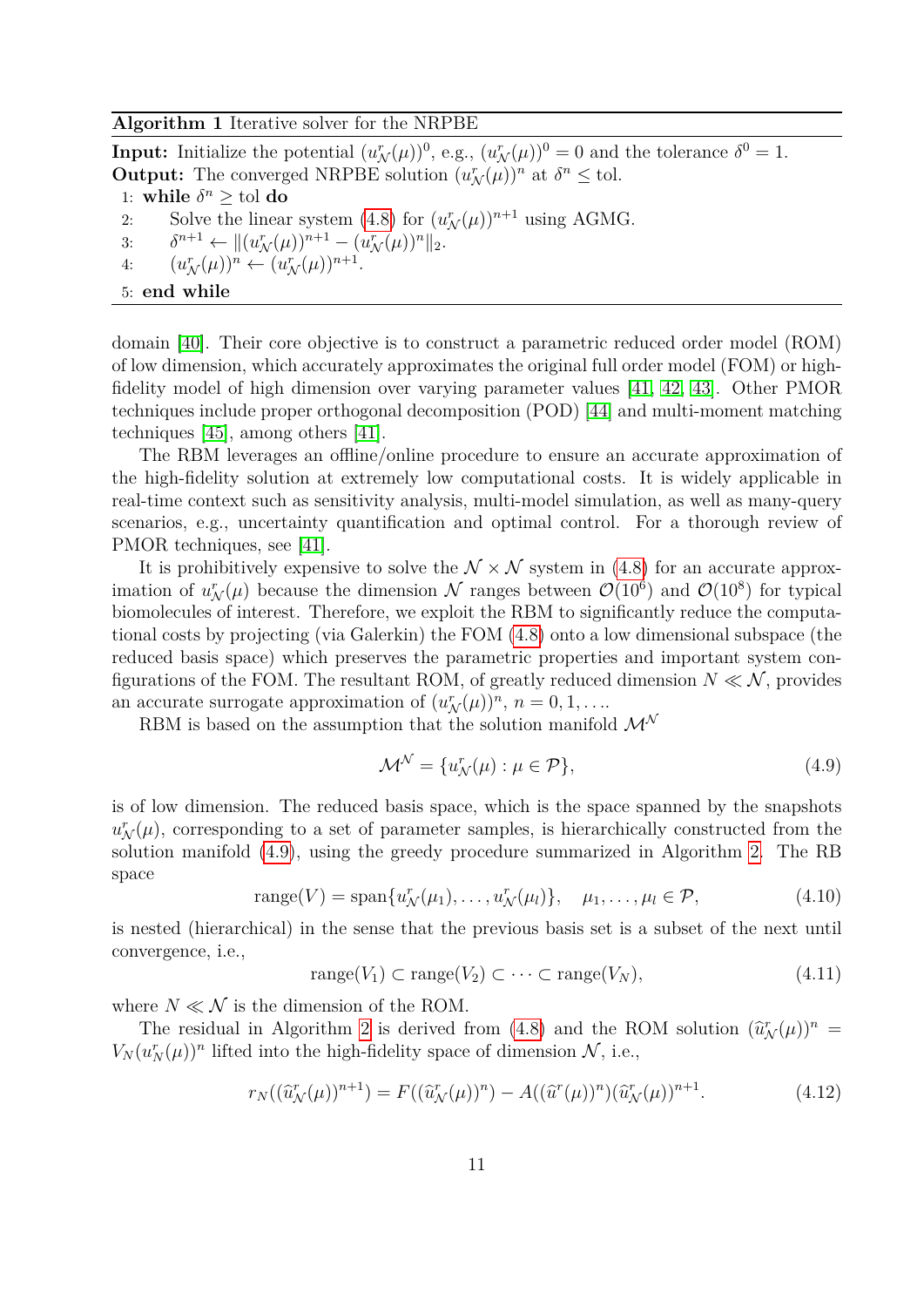**Algorithm 1** Iterative solver for the NRPBE

**Input:** Initialize the potential $(u^r_{\mathcal{N}}(\mu))^0$, e.g., $(u^r_{\mathcal{N}}(\mu))^0 = 0$ and the tolerance $\delta^0 = 1$.
**Output:** The converged NRPBE solution $(u^r_{\mathcal{N}}(\mu))^n$ at $\delta^n \leq \text{tol}$.

1: **while** $\delta^n \geq \text{tol}$ **do**
2: Solve the linear system (4.8) for $(u^r_{\mathcal{N}}(\mu))^{n+1}$ using AGMG.
3: $\delta^{n+1} \leftarrow \|(u^r_{\mathcal{N}}(\mu))^{n+1} - (u^r_{\mathcal{N}}(\mu))^n\|_2$.
4: $(u^r_{\mathcal{N}}(\mu))^n \leftarrow (u^r_{\mathcal{N}}(\mu))^{n+1}$.
5: **end while**

domain [40]. Their core objective is to construct a parametric reduced order model (ROM) of low dimension, which accurately approximates the original full order model (FOM) or high-fidelity model of high dimension over varying parameter values [41, 42, 43]. Other PMOR techniques include proper orthogonal decomposition (POD) [44] and multi-moment matching techniques [45], among others [41].

The RBM leverages an offline/online procedure to ensure an accurate approximation of the high-fidelity solution at extremely low computational costs. It is widely applicable in real-time context such as sensitivity analysis, multi-model simulation, as well as many-query scenarios, e.g., uncertainty quantification and optimal control. For a thorough review of PMOR techniques, see [41].

It is prohibitively expensive to solve the $\mathcal{N} \times \mathcal{N}$ system in (4.8) for an accurate approximation of $u^r_{\mathcal{N}}(\mu)$ because the dimension $\mathcal{N}$ ranges between $\mathcal{O}(10^6)$ and $\mathcal{O}(10^8)$ for typical biomolecules of interest. Therefore, we exploit the RBM to significantly reduce the computational costs by projecting (via Galerkin) the FOM (4.8) onto a low dimensional subspace (the reduced basis space) which preserves the parametric properties and important system configurations of the FOM. The resultant ROM, of greatly reduced dimension $N \ll \mathcal{N}$, provides an accurate surrogate approximation of $(u^r_{\mathcal{N}}(\mu))^n$, $n = 0, 1, \ldots$.

RBM is based on the assumption that the solution manifold $\mathcal{M}^{\mathcal{N}}$

$$\mathcal{M}^{\mathcal{N}} = \{u^r_{\mathcal{N}}(\mu) : \mu \in \mathcal{P}\}, \tag{4.9}$$

is of low dimension. The reduced basis space, which is the space spanned by the snapshots $u^r_{\mathcal{N}}(\mu)$, corresponding to a set of parameter samples, is hierarchically constructed from the solution manifold (4.9), using the greedy procedure summarized in Algorithm 2. The RB space

$$\text{range}(V) = \text{span}\{u^r_{\mathcal{N}}(\mu_1), \ldots, u^r_{\mathcal{N}}(\mu_l)\}, \quad \mu_1, \ldots, \mu_l \in \mathcal{P}, \tag{4.10}$$

is nested (hierarchical) in the sense that the previous basis set is a subset of the next until convergence, i.e.,

$$\text{range}(V_1) \subset \text{range}(V_2) \subset \cdots \subset \text{range}(V_N), \tag{4.11}$$

where $N \ll \mathcal{N}$ is the dimension of the ROM.

The residual in Algorithm 2 is derived from (4.8) and the ROM solution $(\widehat{u}^r_{\mathcal{N}}(\mu))^n = V_N(u^r_N(\mu))^n$ lifted into the high-fidelity space of dimension $\mathcal{N}$, i.e.,

$$r_N((\widehat{u}^r_{\mathcal{N}}(\mu))^{n+1}) = F((\widehat{u}^r_{\mathcal{N}}(\mu))^n) - A((\widehat{u}^r(\mu))^n)(\widehat{u}^r_{\mathcal{N}}(\mu))^{n+1}. \tag{4.12}$$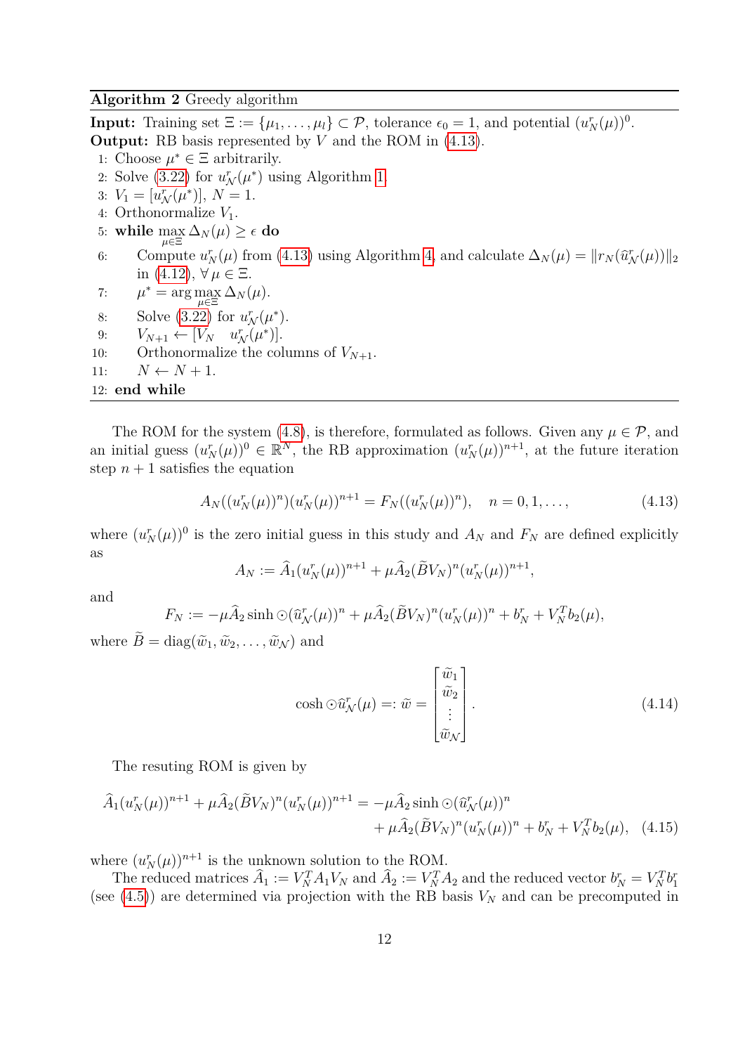**Algorithm 2** Greedy algorithm

**Input:** Training set $\Xi := \{\mu_1, \dots, \mu_l\} \subset \mathcal{P}$, tolerance $\epsilon_0 = 1$, and potential $(u_N^r(\mu))^0$.
**Output:** RB basis represented by $V$ and the ROM in (4.13).

1: Choose $\mu^* \in \Xi$ arbitrarily.
2: Solve (3.22) for $u_{\mathcal{N}}^r(\mu^*)$ using Algorithm 1.
3: $V_1 = [u_{\mathcal{N}}^r(\mu^*)]$, $N = 1$.
4: Orthonormalize $V_1$.
5: **while** $\max_{\mu \in \Xi} \Delta_N(\mu) \geq \epsilon$ **do**
6: Compute $u_N^r(\mu)$ from (4.13) using Algorithm 4, and calculate $\Delta_N(\mu) = \|r_N(\widehat{u}_{\mathcal{N}}^r(\mu))\|_2$ in (4.12), $\forall\, \mu \in \Xi$.
7: $\mu^* = \arg\max_{\mu \in \Xi} \Delta_N(\mu)$.
8: Solve (3.22) for $u_{\mathcal{N}}^r(\mu^*)$.
9: $V_{N+1} \leftarrow [V_N \quad u_{\mathcal{N}}^r(\mu^*)]$.
10: Orthonormalize the columns of $V_{N+1}$.
11: $N \leftarrow N + 1$.
12: **end while**

The ROM for the system (4.8), is therefore, formulated as follows. Given any $\mu \in \mathcal{P}$, and an initial guess $(u_N^r(\mu))^0 \in \mathbb{R}^N$, the RB approximation $(u_N^r(\mu))^{n+1}$, at the future iteration step $n+1$ satisfies the equation

$$A_N((u_N^r(\mu))^n)(u_N^r(\mu))^{n+1} = F_N((u_N^r(\mu))^n), \quad n = 0, 1, \dots, \tag{4.13}$$

where $(u_N^r(\mu))^0$ is the zero initial guess in this study and $A_N$ and $F_N$ are defined explicitly as

$$A_N := \widehat{A}_1(u_N^r(\mu))^{n+1} + \mu \widehat{A}_2(\widetilde{B}V_N)^n(u_N^r(\mu))^{n+1},$$

and

$$F_N := -\mu \widehat{A}_2 \sinh \odot (\widehat{u}_{\mathcal{N}}^r(\mu))^n + \mu \widehat{A}_2(\widetilde{B}V_N)^n(u_N^r(\mu))^n + b_N^r + V_N^T b_2(\mu),$$

where $\widetilde{B} = \operatorname{diag}(\widetilde{w}_1, \widetilde{w}_2, \dots, \widetilde{w}_{\mathcal{N}})$ and

$$\cosh \odot \widehat{u}_{\mathcal{N}}^r(\mu) =: \widetilde{w} = \begin{bmatrix} \widetilde{w}_1 \\ \widetilde{w}_2 \\ \vdots \\ \widetilde{w}_{\mathcal{N}} \end{bmatrix}. \tag{4.14}$$

The resuting ROM is given by

$$\widehat{A}_1(u_N^r(\mu))^{n+1} + \mu \widehat{A}_2(\widetilde{B}V_N)^n(u_N^r(\mu))^{n+1} = -\mu \widehat{A}_2 \sinh \odot (\widehat{u}_{\mathcal{N}}^r(\mu))^n + \mu \widehat{A}_2(\widetilde{B}V_N)^n(u_N^r(\mu))^n + b_N^r + V_N^T b_2(\mu), \tag{4.15}$$

where $(u_N^r(\mu))^{n+1}$ is the unknown solution to the ROM.

The reduced matrices $\widehat{A}_1 := V_N^T A_1 V_N$ and $\widehat{A}_2 := V_N^T A_2$ and the reduced vector $b_N^r = V_N^T b_1^r$ (see (4.5)) are determined via projection with the RB basis $V_N$ and can be precomputed in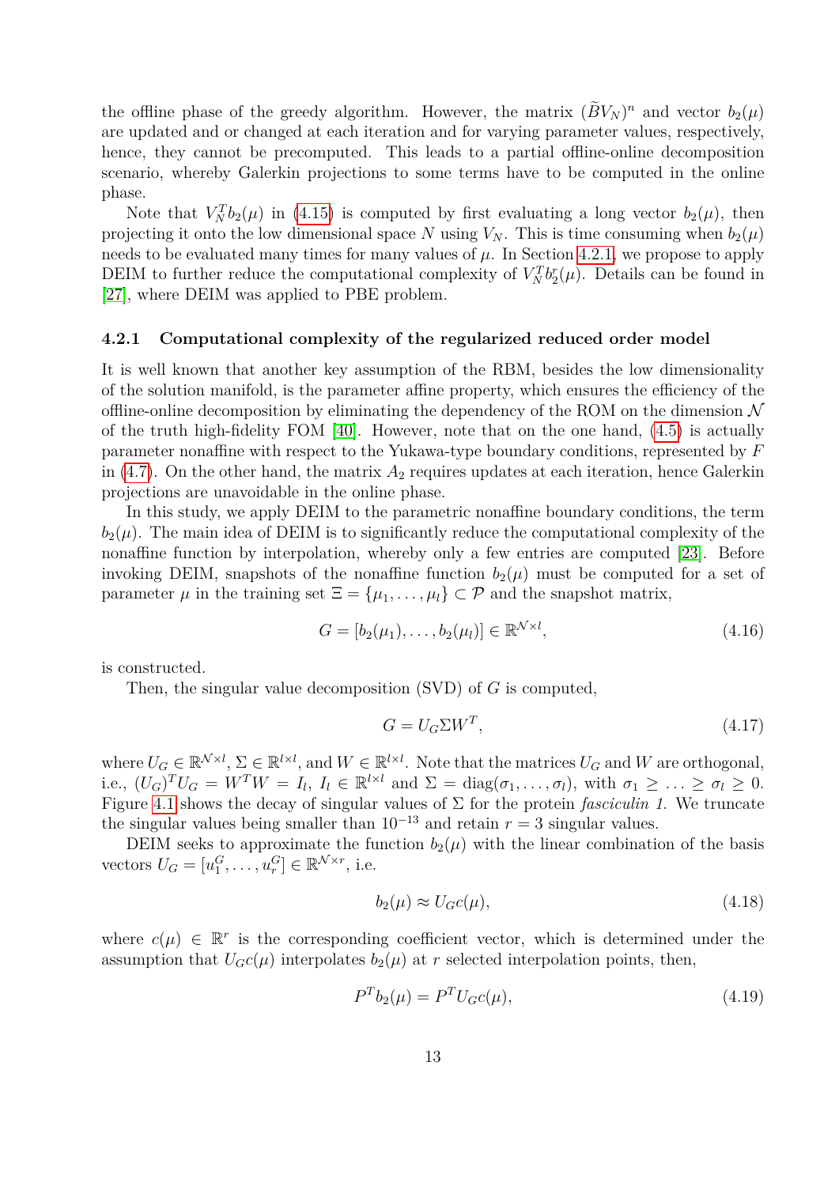the offline phase of the greedy algorithm. However, the matrix $(\widetilde{B}V_N)^n$ and vector $b_2(\mu)$ are updated and or changed at each iteration and for varying parameter values, respectively, hence, they cannot be precomputed. This leads to a partial offline-online decomposition scenario, whereby Galerkin projections to some terms have to be computed in the online phase.

Note that $V_N^T b_2(\mu)$ in (4.15) is computed by first evaluating a long vector $b_2(\mu)$, then projecting it onto the low dimensional space $N$ using $V_N$. This is time consuming when $b_2(\mu)$ needs to be evaluated many times for many values of $\mu$. In Section 4.2.1, we propose to apply DEIM to further reduce the computational complexity of $V_N^T b_2^r(\mu)$. Details can be found in [27], where DEIM was applied to PBE problem.

### 4.2.1 Computational complexity of the regularized reduced order model

It is well known that another key assumption of the RBM, besides the low dimensionality of the solution manifold, is the parameter affine property, which ensures the efficiency of the offline-online decomposition by eliminating the dependency of the ROM on the dimension $\mathcal{N}$ of the truth high-fidelity FOM [40]. However, note that on the one hand, (4.5) is actually parameter nonaffine with respect to the Yukawa-type boundary conditions, represented by $F$ in (4.7). On the other hand, the matrix $A_2$ requires updates at each iteration, hence Galerkin projections are unavoidable in the online phase.

In this study, we apply DEIM to the parametric nonaffine boundary conditions, the term $b_2(\mu)$. The main idea of DEIM is to significantly reduce the computational complexity of the nonaffine function by interpolation, whereby only a few entries are computed [23]. Before invoking DEIM, snapshots of the nonaffine function $b_2(\mu)$ must be computed for a set of parameter $\mu$ in the training set $\Xi = \{\mu_1, \dots, \mu_l\} \subset \mathcal{P}$ and the snapshot matrix,

$$G = [b_2(\mu_1), \dots, b_2(\mu_l)] \in \mathbb{R}^{\mathcal{N} \times l}, \tag{4.16}$$

is constructed.

Then, the singular value decomposition (SVD) of $G$ is computed,

$$G = U_G \Sigma W^T, \tag{4.17}$$

where $U_G \in \mathbb{R}^{\mathcal{N} \times l}$, $\Sigma \in \mathbb{R}^{l \times l}$, and $W \in \mathbb{R}^{l \times l}$. Note that the matrices $U_G$ and $W$ are orthogonal, i.e., $(U_G)^T U_G = W^T W = I_l$, $I_l \in \mathbb{R}^{l \times l}$ and $\Sigma = \text{diag}(\sigma_1, \dots, \sigma_l)$, with $\sigma_1 \geq \ldots \geq \sigma_l \geq 0$. Figure 4.1 shows the decay of singular values of $\Sigma$ for the protein *fasciculin 1*. We truncate the singular values being smaller than $10^{-13}$ and retain $r = 3$ singular values.

DEIM seeks to approximate the function $b_2(\mu)$ with the linear combination of the basis vectors $U_G = [u_1^G, \dots, u_r^G] \in \mathbb{R}^{\mathcal{N} \times r}$, i.e.

$$b_2(\mu) \approx U_G c(\mu), \tag{4.18}$$

where $c(\mu) \in \mathbb{R}^r$ is the corresponding coefficient vector, which is determined under the assumption that $U_G c(\mu)$ interpolates $b_2(\mu)$ at $r$ selected interpolation points, then,

$$P^T b_2(\mu) = P^T U_G c(\mu), \tag{4.19}$$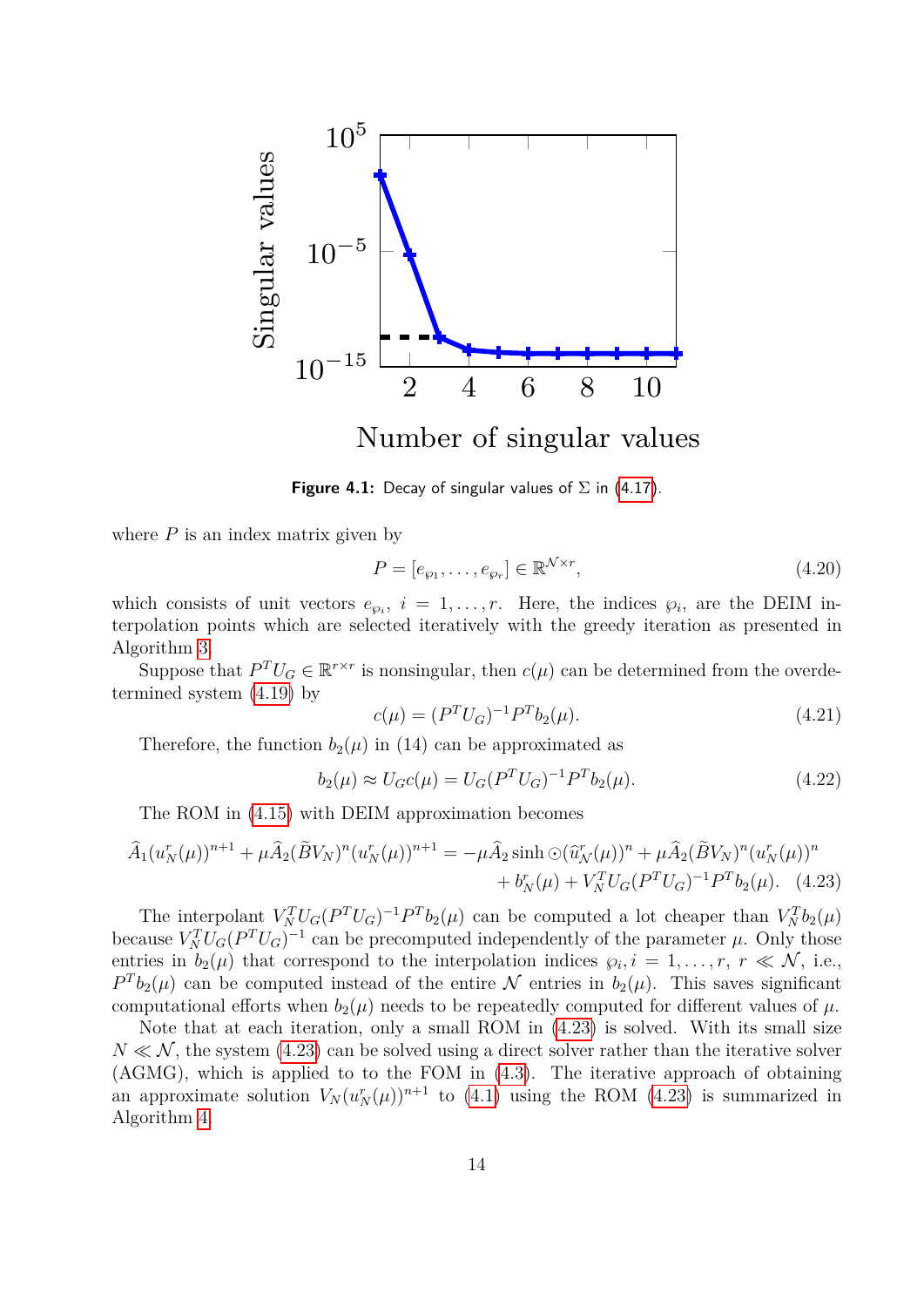Singular values

$10^{5}$

$10^{-5}$

$10^{-15}$

2 4 6 8 10

Number of singular values

**Figure 4.1:** Decay of singular values of $\Sigma$ in (4.17).

where $P$ is an index matrix given by

$$P = [e_{\wp_1}, \dots, e_{\wp_r}] \in \mathbb{R}^{\mathcal{N} \times r}, \tag{4.20}$$

which consists of unit vectors $e_{\wp_i}$, $i = 1, \dots, r$. Here, the indices $\wp_i$, are the DEIM interpolation points which are selected iteratively with the greedy iteration as presented in Algorithm 3.

Suppose that $P^T U_G \in \mathbb{R}^{r \times r}$ is nonsingular, then $c(\mu)$ can be determined from the overdetermined system (4.19) by

$$c(\mu) = (P^T U_G)^{-1} P^T b_2(\mu). \tag{4.21}$$

Therefore, the function $b_2(\mu)$ in (14) can be approximated as

$$b_2(\mu) \approx U_G c(\mu) = U_G (P^T U_G)^{-1} P^T b_2(\mu). \tag{4.22}$$

The ROM in (4.15) with DEIM approximation becomes

$$\begin{aligned}\widehat{A}_1 (u_N^r(\mu))^{n+1} + \mu \widehat{A}_2 (\widetilde{B} V_N)^n (u_N^r(\mu))^{n+1} = -\mu \widehat{A}_2 \sinh \odot (\widehat{u}_N^r(\mu))^n + \mu \widehat{A}_2 (\widetilde{B} V_N)^n (u_N^r(\mu))^n \\ + b_N^r(\mu) + V_N^T U_G (P^T U_G)^{-1} P^T b_2(\mu).\end{aligned} \tag{4.23}$$

The interpolant $V_N^T U_G (P^T U_G)^{-1} P^T b_2(\mu)$ can be computed a lot cheaper than $V_N^T b_2(\mu)$ because $V_N^T U_G (P^T U_G)^{-1}$ can be precomputed independently of the parameter $\mu$. Only those entries in $b_2(\mu)$ that correspond to the interpolation indices $\wp_i, i = 1, \dots, r$, $r \ll \mathcal{N}$, i.e., $P^T b_2(\mu)$ can be computed instead of the entire $\mathcal{N}$ entries in $b_2(\mu)$. This saves significant computational efforts when $b_2(\mu)$ needs to be repeatedly computed for different values of $\mu$.

Note that at each iteration, only a small ROM in (4.23) is solved. With its small size $N \ll \mathcal{N}$, the system (4.23) can be solved using a direct solver rather than the iterative solver (AGMG), which is applied to to the FOM in (4.3). The iterative approach of obtaining an approximate solution $V_N (u_N^r(\mu))^{n+1}$ to (4.1) using the ROM (4.23) is summarized in Algorithm 4.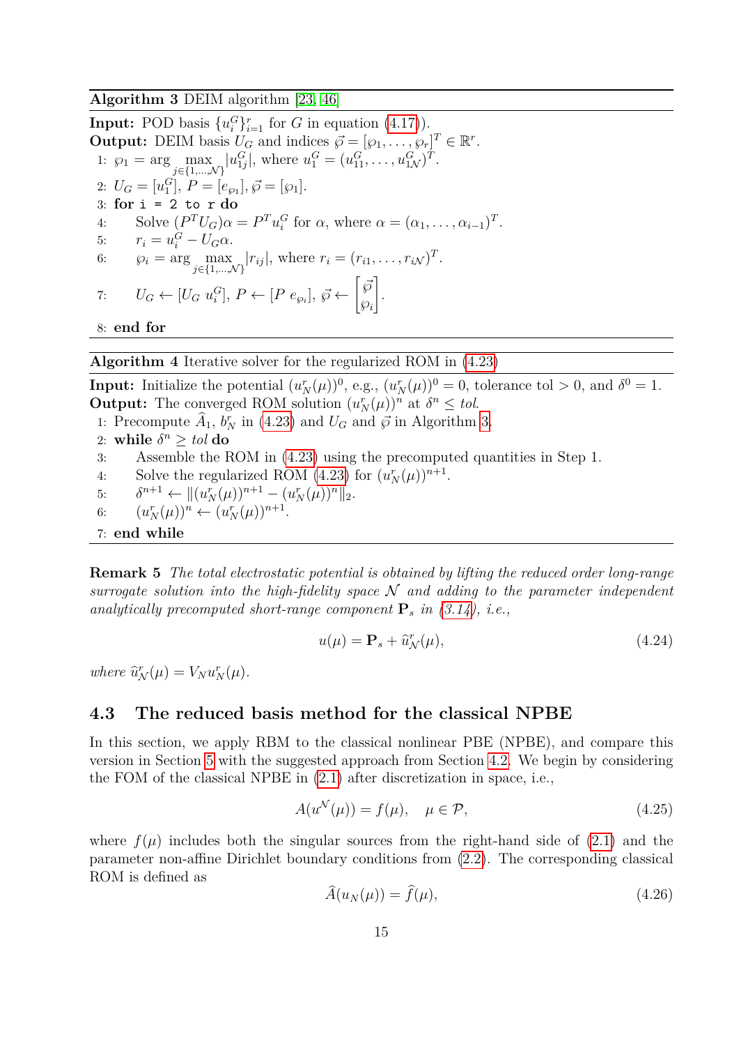**Algorithm 3** DEIM algorithm [23, 46]

**Input:** POD basis $\{u_i^G\}_{i=1}^r$ for $G$ in equation (4.17)).
**Output:** DEIM basis $U_G$ and indices $\vec{\wp} = [\wp_1, \dots, \wp_r]^T \in \mathbb{R}^r$.

1: $\wp_1 = \arg \max_{j \in \{1,\dots,\mathcal{N}\}} |u_{1j}^G|$, where $u_1^G = (u_{11}^G, \dots, u_{1\mathcal{N}}^G)^T$.
2: $U_G = [u_1^G]$, $P = [e_{\wp_1}]$, $\vec{\wp} = [\wp_1]$.
3: **for** `i = 2 to r` **do**
4: Solve $(P^T U_G)\alpha = P^T u_i^G$ for $\alpha$, where $\alpha = (\alpha_1, \dots, \alpha_{i-1})^T$.
5: $r_i = u_i^G - U_G \alpha$.
6: $\wp_i = \arg \max_{j \in \{1,\dots,\mathcal{N}\}} |r_{ij}|$, where $r_i = (r_{i1}, \dots, r_{i\mathcal{N}})^T$.
7: $U_G \leftarrow [U_G \ u_i^G]$, $P \leftarrow [P \ e_{\wp_i}]$, $\vec{\wp} \leftarrow \begin{bmatrix} \vec{\wp} \\ \wp_i \end{bmatrix}$.
8: **end for**

**Algorithm 4** Iterative solver for the regularized ROM in (4.23)

**Input:** Initialize the potential $(u_{\mathcal{N}}^r(\mu))^0$, e.g., $(u_{\mathcal{N}}^r(\mu))^0 = 0$, tolerance tol $> 0$, and $\delta^0 = 1$.
**Output:** The converged ROM solution $(u_{\mathcal{N}}^r(\mu))^n$ at $\delta^n \leq tol$.

1: Precompute $\widehat{A}_1$, $b_N^r$ in (4.23) and $U_G$ and $\vec{\wp}$ in Algorithm 3.
2: **while** $\delta^n \geq tol$ **do**
3: Assemble the ROM in (4.23) using the precomputed quantities in Step 1.
4: Solve the regularized ROM (4.23) for $(u_{\mathcal{N}}^r(\mu))^{n+1}$.
5: $\delta^{n+1} \leftarrow \|(u_{\mathcal{N}}^r(\mu))^{n+1} - (u_{\mathcal{N}}^r(\mu))^n\|_2$.
6: $(u_{\mathcal{N}}^r(\mu))^n \leftarrow (u_{\mathcal{N}}^r(\mu))^{n+1}$.
7: **end while**

**Remark 5** *The total electrostatic potential is obtained by lifting the reduced order long-range surrogate solution into the high-fidelity space $\mathcal{N}$ and adding to the parameter independent analytically precomputed short-range component $\mathbf{P}_s$ in (3.14), i.e.,*

$$u(\mu) = \mathbf{P}_s + \widehat{u}_{\mathcal{N}}^r(\mu), \tag{4.24}$$

*where $\widehat{u}_{\mathcal{N}}^r(\mu) = V_N u_{\mathcal{N}}^r(\mu)$.*

## 4.3 The reduced basis method for the classical NPBE

In this section, we apply RBM to the classical nonlinear PBE (NPBE), and compare this version in Section 5 with the suggested approach from Section 4.2. We begin by considering the FOM of the classical NPBE in (2.1) after discretization in space, i.e.,

$$A(u^{\mathcal{N}}(\mu)) = f(\mu), \quad \mu \in \mathcal{P}, \tag{4.25}$$

where $f(\mu)$ includes both the singular sources from the right-hand side of (2.1) and the parameter non-affine Dirichlet boundary conditions from (2.2). The corresponding classical ROM is defined as

$$\widehat{A}(u_N(\mu)) = \widehat{f}(\mu), \tag{4.26}$$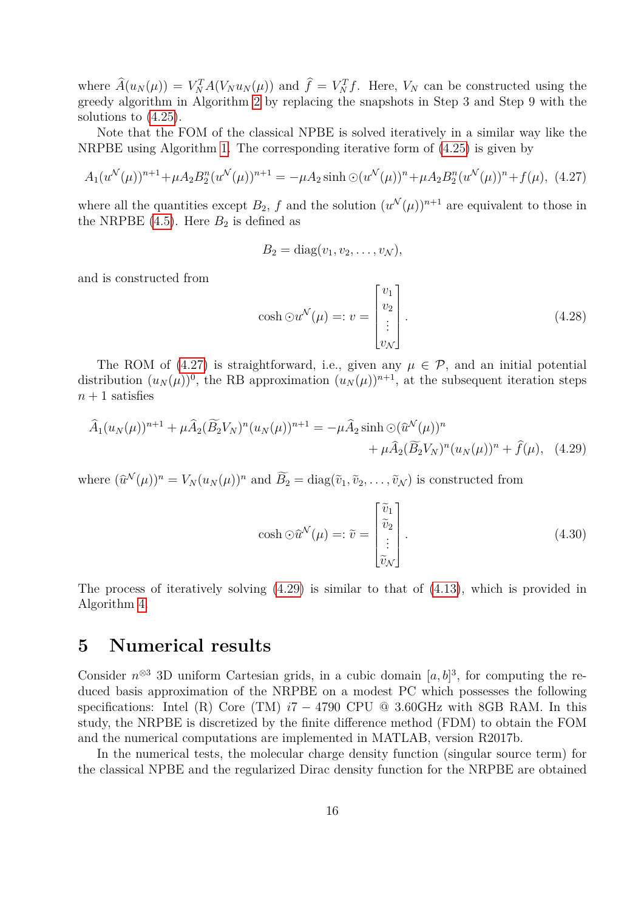where $\widehat{A}(u_N(\mu)) = V_N^T A(V_N u_N(\mu))$ and $\widehat{f} = V_N^T f$. Here, $V_N$ can be constructed using the greedy algorithm in Algorithm 2 by replacing the snapshots in Step 3 and Step 9 with the solutions to (4.25).

Note that the FOM of the classical NPBE is solved iteratively in a similar way like the NRPBE using Algorithm 1. The corresponding iterative form of (4.25) is given by

$$A_1(u^{\mathcal{N}}(\mu))^{n+1} + \mu A_2 B_2^n (u^{\mathcal{N}}(\mu))^{n+1} = -\mu A_2 \sinh \odot (u^{\mathcal{N}}(\mu))^n + \mu A_2 B_2^n (u^{\mathcal{N}}(\mu))^n + f(\mu), \quad (4.27)$$

where all the quantities except $B_2$, $f$ and the solution $(u^{\mathcal{N}}(\mu))^{n+1}$ are equivalent to those in the NRPBE (4.5). Here $B_2$ is defined as

$$B_2 = \mathrm{diag}(v_1, v_2, \ldots, v_{\mathcal{N}}),$$

and is constructed from

$$\cosh \odot u^{\mathcal{N}}(\mu) =: v = \begin{bmatrix} v_1 \\ v_2 \\ \vdots \\ v_{\mathcal{N}} \end{bmatrix}. \quad (4.28)$$

The ROM of (4.27) is straightforward, i.e., given any $\mu \in \mathcal{P}$, and an initial potential distribution $(u_N(\mu))^0$, the RB approximation $(u_N(\mu))^{n+1}$, at the subsequent iteration steps $n+1$ satisfies

$$\widehat{A}_1(u_N(\mu))^{n+1} + \mu \widehat{A}_2(\widetilde{B}_2 V_N)^n (u_N(\mu))^{n+1} = -\mu \widehat{A}_2 \sinh \odot (\widehat{u}^{\mathcal{N}}(\mu))^n + \mu \widehat{A}_2(\widetilde{B}_2 V_N)^n (u_N(\mu))^n + \widehat{f}(\mu), \quad (4.29)$$

where $(\widehat{u}^{\mathcal{N}}(\mu))^n = V_N(u_N(\mu))^n$ and $\widetilde{B}_2 = \mathrm{diag}(\widetilde{v}_1, \widetilde{v}_2, \ldots, \widetilde{v}_{\mathcal{N}})$ is constructed from

$$\cosh \odot \widehat{u}^{\mathcal{N}}(\mu) =: \widetilde{v} = \begin{bmatrix} \widetilde{v}_1 \\ \widetilde{v}_2 \\ \vdots \\ \widetilde{v}_{\mathcal{N}} \end{bmatrix}. \quad (4.30)$$

The process of iteratively solving (4.29) is similar to that of (4.13), which is provided in Algorithm 4.

# 5 Numerical results

Consider $n^{\otimes 3}$ 3D uniform Cartesian grids, in a cubic domain $[a, b]^3$, for computing the reduced basis approximation of the NRPBE on a modest PC which possesses the following specifications: Intel (R) Core (TM) $i7-4790$ CPU @ 3.60GHz with 8GB RAM. In this study, the NRPBE is discretized by the finite difference method (FDM) to obtain the FOM and the numerical computations are implemented in MATLAB, version R2017b.

In the numerical tests, the molecular charge density function (singular source term) for the classical NPBE and the regularized Dirac density function for the NRPBE are obtained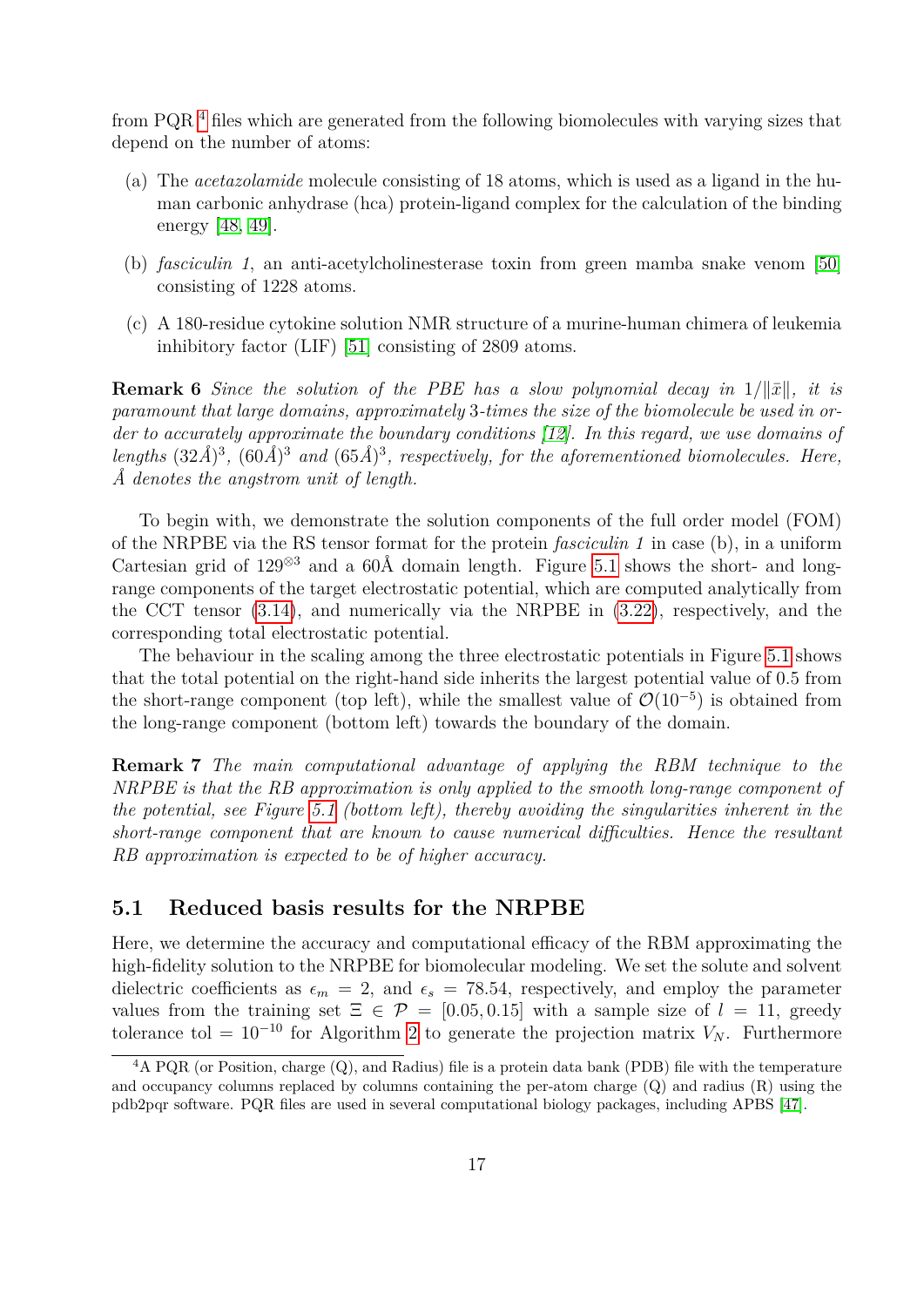from PQR [4] files which are generated from the following biomolecules with varying sizes that depend on the number of atoms:

(a) The *acetazolamide* molecule consisting of 18 atoms, which is used as a ligand in the human carbonic anhydrase (hca) protein-ligand complex for the calculation of the binding energy [48, 49].

(b) *fasciculin 1*, an anti-acetylcholinesterase toxin from green mamba snake venom [50] consisting of 1228 atoms.

(c) A 180-residue cytokine solution NMR structure of a murine-human chimera of leukemia inhibitory factor (LIF) [51] consisting of 2809 atoms.

**Remark 6** *Since the solution of the PBE has a slow polynomial decay in $1/\|\bar{x}\|$, it is paramount that large domains, approximately 3-times the size of the biomolecule be used in order to accurately approximate the boundary conditions [12]. In this regard, we use domains of lengths $(32Å)^3$, $(60Å)^3$ and $(65Å)^3$, respectively, for the aforementioned biomolecules. Here, Å denotes the angstrom unit of length.*

To begin with, we demonstrate the solution components of the full order model (FOM) of the NRPBE via the RS tensor format for the protein *fasciculin 1* in case (b), in a uniform Cartesian grid of $129^{\otimes 3}$ and a 60Å domain length. Figure 5.1 shows the short- and long-range components of the target electrostatic potential, which are computed analytically from the CCT tensor (3.14), and numerically via the NRPBE in (3.22), respectively, and the corresponding total electrostatic potential.

The behaviour in the scaling among the three electrostatic potentials in Figure 5.1 shows that the total potential on the right-hand side inherits the largest potential value of 0.5 from the short-range component (top left), while the smallest value of $\mathcal{O}(10^{-5})$ is obtained from the long-range component (bottom left) towards the boundary of the domain.

**Remark 7** *The main computational advantage of applying the RBM technique to the NRPBE is that the RB approximation is only applied to the smooth long-range component of the potential, see Figure 5.1 (bottom left), thereby avoiding the singularities inherent in the short-range component that are known to cause numerical difficulties. Hence the resultant RB approximation is expected to be of higher accuracy.*

## 5.1 Reduced basis results for the NRPBE

Here, we determine the accuracy and computational efficacy of the RBM approximating the high-fidelity solution to the NRPBE for biomolecular modeling. We set the solute and solvent dielectric coefficients as $\epsilon_m = 2$, and $\epsilon_s = 78.54$, respectively, and employ the parameter values from the training set $\Xi \in \mathcal{P} = [0.05, 0.15]$ with a sample size of $l = 11$, greedy tolerance tol $= 10^{-10}$ for Algorithm 2 to generate the projection matrix $V_N$. Furthermore

[4] A PQR (or Position, charge (Q), and Radius) file is a protein data bank (PDB) file with the temperature and occupancy columns replaced by columns containing the per-atom charge (Q) and radius (R) using the pdb2pqr software. PQR files are used in several computational biology packages, including APBS [47].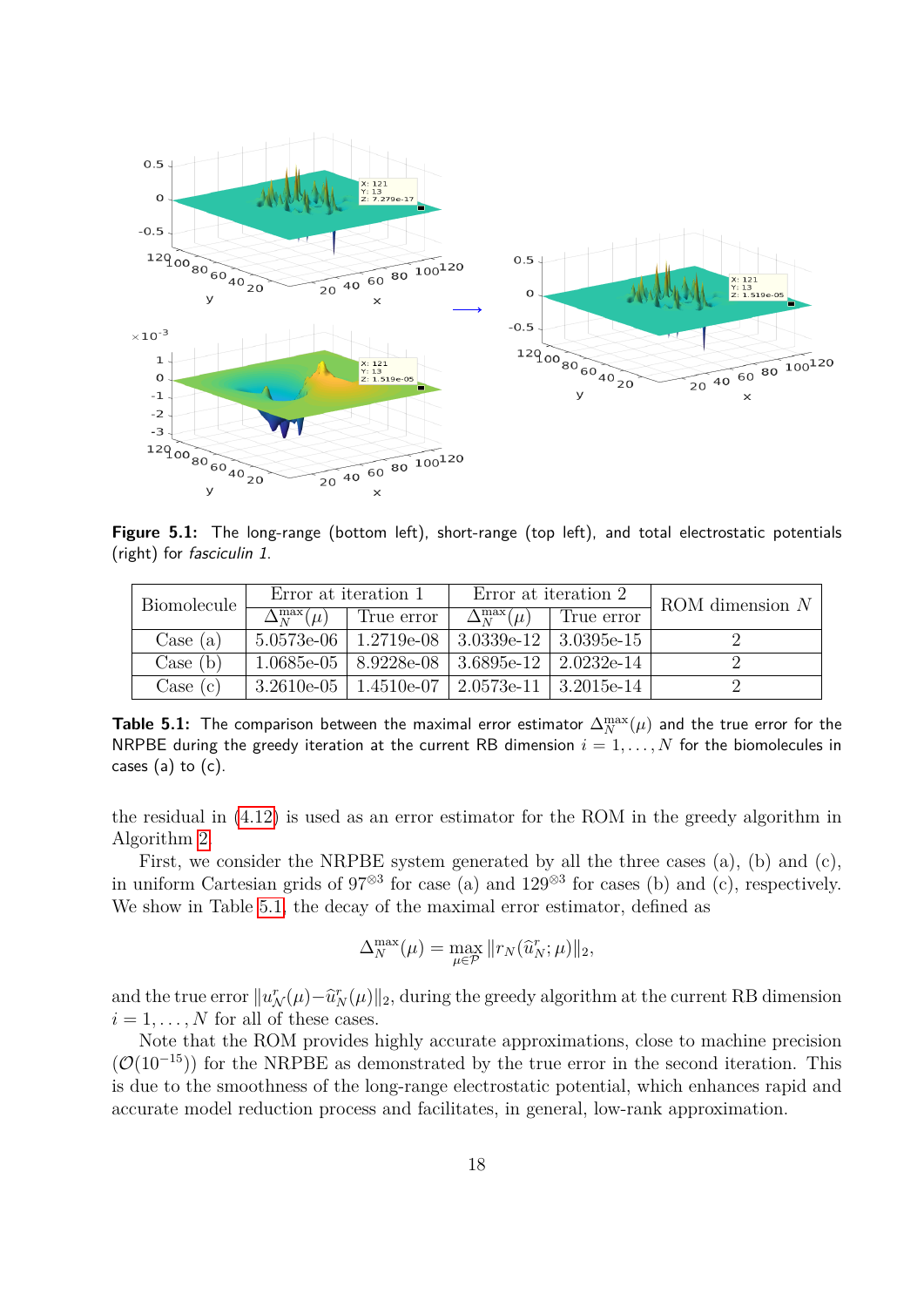0.5
0
-0.5
120 100 80 60 40 20
y
20 40 60 80 100 120
x
X: 121
Y: 13
Z: 7.279e-17

$\times 10^{-3}$
1
0
-1
-2
-3
120 100 80 60 40 20
y
20 40 60 80 100 120
x
X: 121
Y: 13
Z: 1.519e-05

0.5
0
-0.5
120 100 80 60 40 20
y
20 40 60 80 100 120
x
X: 121
Y: 13
Z: 1.519e-05

**Figure 5.1:** The long-range (bottom left), short-range (top left), and total electrostatic potentials (right) for *fasciculin 1*.

| Biomolecule | Error at iteration 1 | | Error at iteration 2 | | ROM dimension $N$ |
|---|---|---|---|---|---|
| | $\Delta_N^{\max}(\mu)$ | True error | $\Delta_N^{\max}(\mu)$ | True error | |
| Case (a) | 5.0573e-06 | 1.2719e-08 | 3.0339e-12 | 3.0395e-15 | 2 |
| Case (b) | 1.0685e-05 | 8.9228e-08 | 3.6895e-12 | 2.0232e-14 | 2 |
| Case (c) | 3.2610e-05 | 1.4510e-07 | 2.0573e-11 | 3.2015e-14 | 2 |

**Table 5.1:** The comparison between the maximal error estimator $\Delta_N^{\max}(\mu)$ and the true error for the NRPBE during the greedy iteration at the current RB dimension $i = 1, \ldots, N$ for the biomolecules in cases (a) to (c).

the residual in (4.12) is used as an error estimator for the ROM in the greedy algorithm in Algorithm 2.

First, we consider the NRPBE system generated by all the three cases (a), (b) and (c), in uniform Cartesian grids of $97^{\otimes 3}$ for case (a) and $129^{\otimes 3}$ for cases (b) and (c), respectively. We show in Table 5.1, the decay of the maximal error estimator, defined as

$$\Delta_N^{\max}(\mu) = \max_{\mu \in \mathcal{P}} \| r_N(\widehat{u}_N^r; \mu) \|_2,$$

and the true error $\| u_{\mathcal{N}}^r(\mu) - \widehat{u}_N^r(\mu) \|_2$, during the greedy algorithm at the current RB dimension $i = 1, \ldots, N$ for all of these cases.

Note that the ROM provides highly accurate approximations, close to machine precision ($\mathcal{O}(10^{-15})$) for the NRPBE as demonstrated by the true error in the second iteration. This is due to the smoothness of the long-range electrostatic potential, which enhances rapid and accurate model reduction process and facilitates, in general, low-rank approximation.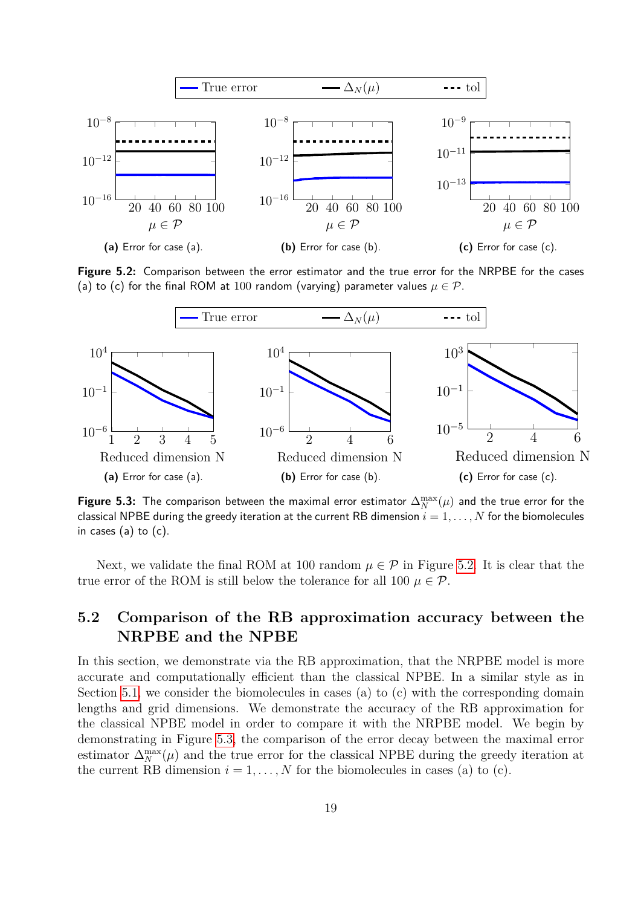**(a)** Error for case (a).

**(b)** Error for case (b).

**(c)** Error for case (c).

**Figure 5.2:** Comparison between the error estimator and the true error for the NRPBE for the cases (a) to (c) for the final ROM at 100 random (varying) parameter values $\mu \in \mathcal{P}$.

**(a)** Error for case (a).

**(b)** Error for case (b).

**(c)** Error for case (c).

**Figure 5.3:** The comparison between the maximal error estimator $\Delta_N^{\max}(\mu)$ and the true error for the classical NPBE during the greedy iteration at the current RB dimension $i = 1, \ldots, N$ for the biomolecules in cases (a) to (c).

Next, we validate the final ROM at 100 random $\mu \in \mathcal{P}$ in Figure 5.2. It is clear that the true error of the ROM is still below the tolerance for all 100 $\mu \in \mathcal{P}$.

## 5.2 Comparison of the RB approximation accuracy between the NRPBE and the NPBE

In this section, we demonstrate via the RB approximation, that the NRPBE model is more accurate and computationally efficient than the classical NPBE. In a similar style as in Section 5.1, we consider the biomolecules in cases (a) to (c) with the corresponding domain lengths and grid dimensions. We demonstrate the accuracy of the RB approximation for the classical NPBE model in order to compare it with the NRPBE model. We begin by demonstrating in Figure 5.3, the comparison of the error decay between the maximal error estimator $\Delta_N^{\max}(\mu)$ and the true error for the classical NPBE during the greedy iteration at the current RB dimension $i = 1, \ldots, N$ for the biomolecules in cases (a) to (c).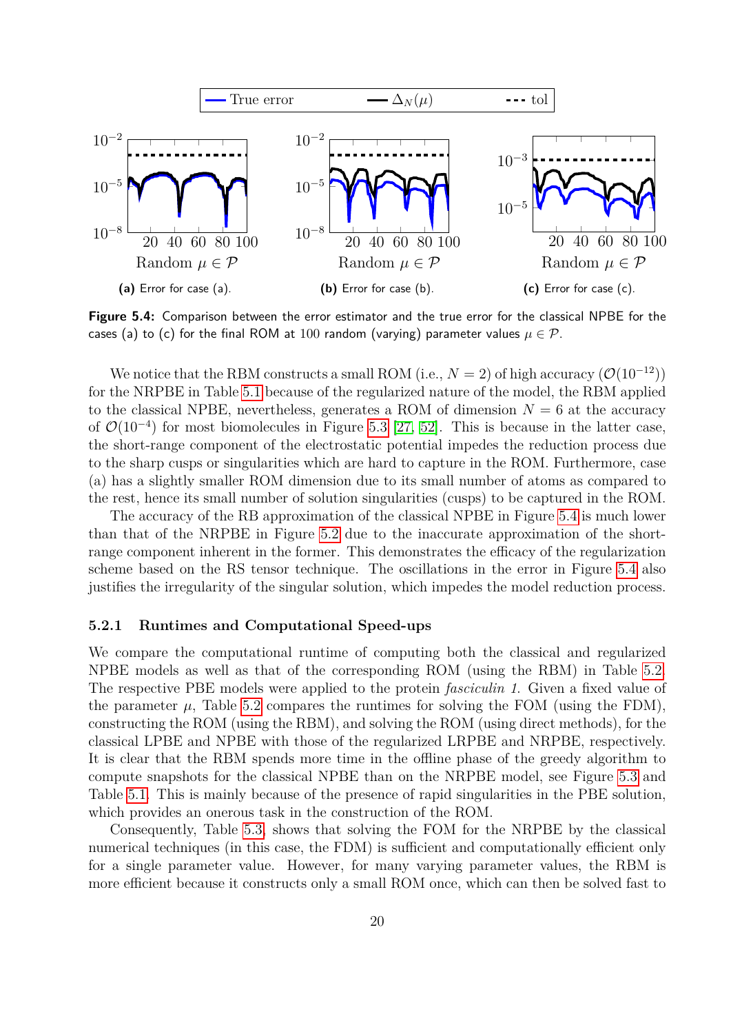True error
$\Delta_N(\mu)$
tol

$10^{-2}$
$10^{-5}$
$10^{-8}$
20 40 60 80 100
Random $\mu \in \mathcal{P}$

**(a)** Error for case (a).

$10^{-2}$
$10^{-5}$
$10^{-8}$
20 40 60 80 100
Random $\mu \in \mathcal{P}$

**(b)** Error for case (b).

$10^{-3}$
$10^{-5}$
20 40 60 80 100
Random $\mu \in \mathcal{P}$

**(c)** Error for case (c).

**Figure 5.4:** Comparison between the error estimator and the true error for the classical NPBE for the cases (a) to (c) for the final ROM at 100 random (varying) parameter values $\mu \in \mathcal{P}$.

We notice that the RBM constructs a small ROM (i.e., $N = 2$) of high accuracy ($\mathcal{O}(10^{-12})$) for the NRPBE in Table 5.1 because of the regularized nature of the model, the RBM applied to the classical NPBE, nevertheless, generates a ROM of dimension $N = 6$ at the accuracy of $\mathcal{O}(10^{-4})$ for most biomolecules in Figure 5.3 [27, 52]. This is because in the latter case, the short-range component of the electrostatic potential impedes the reduction process due to the sharp cusps or singularities which are hard to capture in the ROM. Furthermore, case (a) has a slightly smaller ROM dimension due to its small number of atoms as compared to the rest, hence its small number of solution singularities (cusps) to be captured in the ROM.

The accuracy of the RB approximation of the classical NPBE in Figure 5.4 is much lower than that of the NRPBE in Figure 5.2 due to the inaccurate approximation of the short-range component inherent in the former. This demonstrates the efficacy of the regularization scheme based on the RS tensor technique. The oscillations in the error in Figure 5.4 also justifies the irregularity of the singular solution, which impedes the model reduction process.

### 5.2.1 Runtimes and Computational Speed-ups

We compare the computational runtime of computing both the classical and regularized NPBE models as well as that of the corresponding ROM (using the RBM) in Table 5.2. The respective PBE models were applied to the protein *fasciculin 1*. Given a fixed value of the parameter $\mu$, Table 5.2 compares the runtimes for solving the FOM (using the FDM), constructing the ROM (using the RBM), and solving the ROM (using direct methods), for the classical LPBE and NPBE with those of the regularized LRPBE and NRPBE, respectively. It is clear that the RBM spends more time in the offline phase of the greedy algorithm to compute snapshots for the classical NPBE than on the NRPBE model, see Figure 5.3 and Table 5.1. This is mainly because of the presence of rapid singularities in the PBE solution, which provides an onerous task in the construction of the ROM.

Consequently, Table 5.3, shows that solving the FOM for the NRPBE by the classical numerical techniques (in this case, the FDM) is sufficient and computationally efficient only for a single parameter value. However, for many varying parameter values, the RBM is more efficient because it constructs only a small ROM once, which can then be solved fast to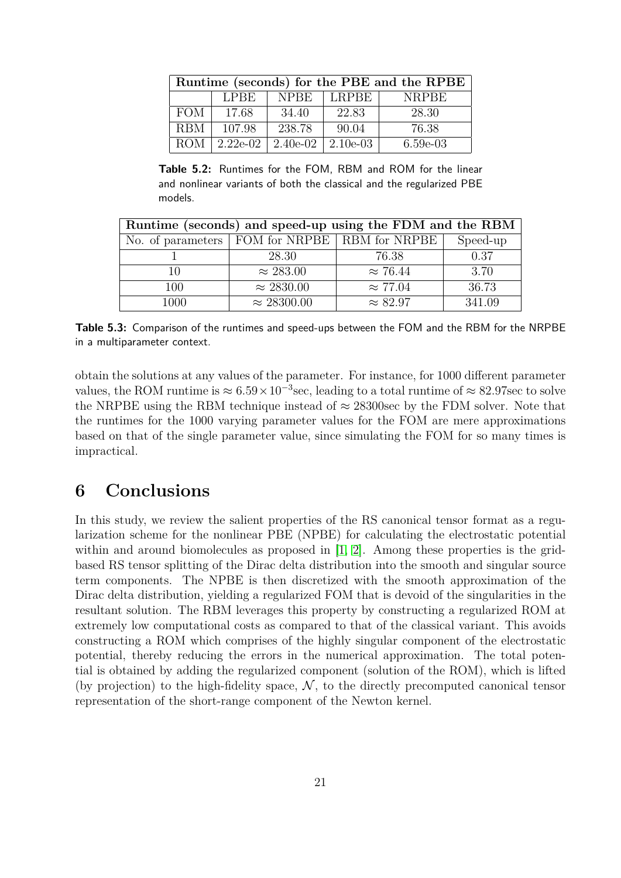| Runtime (seconds) for the PBE and the RPBE | | | | |
|---|---|---|---|---|
| | LPBE | NPBE | LRPBE | NRPBE |
| FOM | 17.68 | 34.40 | 22.83 | 28.30 |
| RBM | 107.98 | 238.78 | 90.04 | 76.38 |
| ROM | 2.22e-02 | 2.40e-02 | 2.10e-03 | 6.59e-03 |

**Table 5.2:** Runtimes for the FOM, RBM and ROM for the linear and nonlinear variants of both the classical and the regularized PBE models.

| Runtime (seconds) and speed-up using the FDM and the RBM | | | |
|---|---|---|---|
| No. of parameters | FOM for NRPBE | RBM for NRPBE | Speed-up |
| 1 | 28.30 | 76.38 | 0.37 |
| 10 | $\approx 283.00$ | $\approx 76.44$ | 3.70 |
| 100 | $\approx 2830.00$ | $\approx 77.04$ | 36.73 |
| 1000 | $\approx 28300.00$ | $\approx 82.97$ | 341.09 |

**Table 5.3:** Comparison of the runtimes and speed-ups between the FOM and the RBM for the NRPBE in a multiparameter context.

obtain the solutions at any values of the parameter. For instance, for 1000 different parameter values, the ROM runtime is $\approx 6.59 \times 10^{-3}$sec, leading to a total runtime of $\approx 82.97$sec to solve the NRPBE using the RBM technique instead of $\approx 28300$sec by the FDM solver. Note that the runtimes for the 1000 varying parameter values for the FOM are mere approximations based on that of the single parameter value, since simulating the FOM for so many times is impractical.

# 6 Conclusions

In this study, we review the salient properties of the RS canonical tensor format as a regularization scheme for the nonlinear PBE (NPBE) for calculating the electrostatic potential within and around biomolecules as proposed in [1, 2]. Among these properties is the grid-based RS tensor splitting of the Dirac delta distribution into the smooth and singular source term components. The NPBE is then discretized with the smooth approximation of the Dirac delta distribution, yielding a regularized FOM that is devoid of the singularities in the resultant solution. The RBM leverages this property by constructing a regularized ROM at extremely low computational costs as compared to that of the classical variant. This avoids constructing a ROM which comprises of the highly singular component of the electrostatic potential, thereby reducing the errors in the numerical approximation. The total potential is obtained by adding the regularized component (solution of the ROM), which is lifted (by projection) to the high-fidelity space, $\mathcal{N}$, to the directly precomputed canonical tensor representation of the short-range component of the Newton kernel.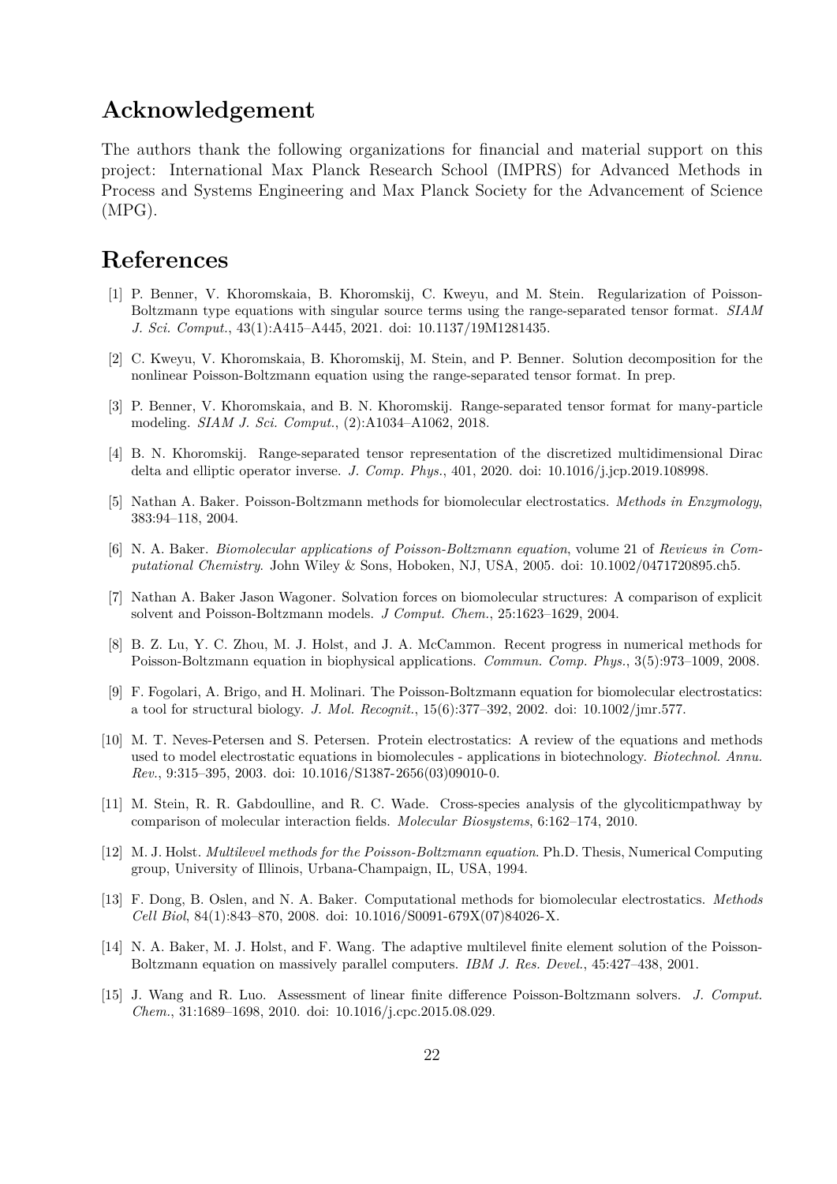## Acknowledgement

The authors thank the following organizations for financial and material support on this project: International Max Planck Research School (IMPRS) for Advanced Methods in Process and Systems Engineering and Max Planck Society for the Advancement of Science (MPG).

## References

[1] P. Benner, V. Khoromskaia, B. Khoromskij, C. Kweyu, and M. Stein. Regularization of Poisson-Boltzmann type equations with singular source terms using the range-separated tensor format. *SIAM J. Sci. Comput.*, 43(1):A415–A445, 2021. doi: 10.1137/19M1281435.

[2] C. Kweyu, V. Khoromskaia, B. Khoromskij, M. Stein, and P. Benner. Solution decomposition for the nonlinear Poisson-Boltzmann equation using the range-separated tensor format. In prep.

[3] P. Benner, V. Khoromskaia, and B. N. Khoromskij. Range-separated tensor format for many-particle modeling. *SIAM J. Sci. Comput.*, (2):A1034–A1062, 2018.

[4] B. N. Khoromskij. Range-separated tensor representation of the discretized multidimensional Dirac delta and elliptic operator inverse. *J. Comp. Phys.*, 401, 2020. doi: 10.1016/j.jcp.2019.108998.

[5] Nathan A. Baker. Poisson-Boltzmann methods for biomolecular electrostatics. *Methods in Enzymology*, 383:94–118, 2004.

[6] N. A. Baker. *Biomolecular applications of Poisson-Boltzmann equation*, volume 21 of *Reviews in Computational Chemistry*. John Wiley & Sons, Hoboken, NJ, USA, 2005. doi: 10.1002/0471720895.ch5.

[7] Nathan A. Baker Jason Wagoner. Solvation forces on biomolecular structures: A comparison of explicit solvent and Poisson-Boltzmann models. *J Comput. Chem.*, 25:1623–1629, 2004.

[8] B. Z. Lu, Y. C. Zhou, M. J. Holst, and J. A. McCammon. Recent progress in numerical methods for Poisson-Boltzmann equation in biophysical applications. *Commun. Comp. Phys.*, 3(5):973–1009, 2008.

[9] F. Fogolari, A. Brigo, and H. Molinari. The Poisson-Boltzmann equation for biomolecular electrostatics: a tool for structural biology. *J. Mol. Recognit.*, 15(6):377–392, 2002. doi: 10.1002/jmr.577.

[10] M. T. Neves-Petersen and S. Petersen. Protein electrostatics: A review of the equations and methods used to model electrostatic equations in biomolecules - applications in biotechnology. *Biotechnol. Annu. Rev.*, 9:315–395, 2003. doi: 10.1016/S1387-2656(03)09010-0.

[11] M. Stein, R. R. Gabdoulline, and R. C. Wade. Cross-species analysis of the glycoliticmpathway by comparison of molecular interaction fields. *Molecular Biosystems*, 6:162–174, 2010.

[12] M. J. Holst. *Multilevel methods for the Poisson-Boltzmann equation*. Ph.D. Thesis, Numerical Computing group, University of Illinois, Urbana-Champaign, IL, USA, 1994.

[13] F. Dong, B. Oslen, and N. A. Baker. Computational methods for biomolecular electrostatics. *Methods Cell Biol*, 84(1):843–870, 2008. doi: 10.1016/S0091-679X(07)84026-X.

[14] N. A. Baker, M. J. Holst, and F. Wang. The adaptive multilevel finite element solution of the Poisson-Boltzmann equation on massively parallel computers. *IBM J. Res. Devel.*, 45:427–438, 2001.

[15] J. Wang and R. Luo. Assessment of linear finite difference Poisson-Boltzmann solvers. *J. Comput. Chem.*, 31:1689–1698, 2010. doi: 10.1016/j.cpc.2015.08.029.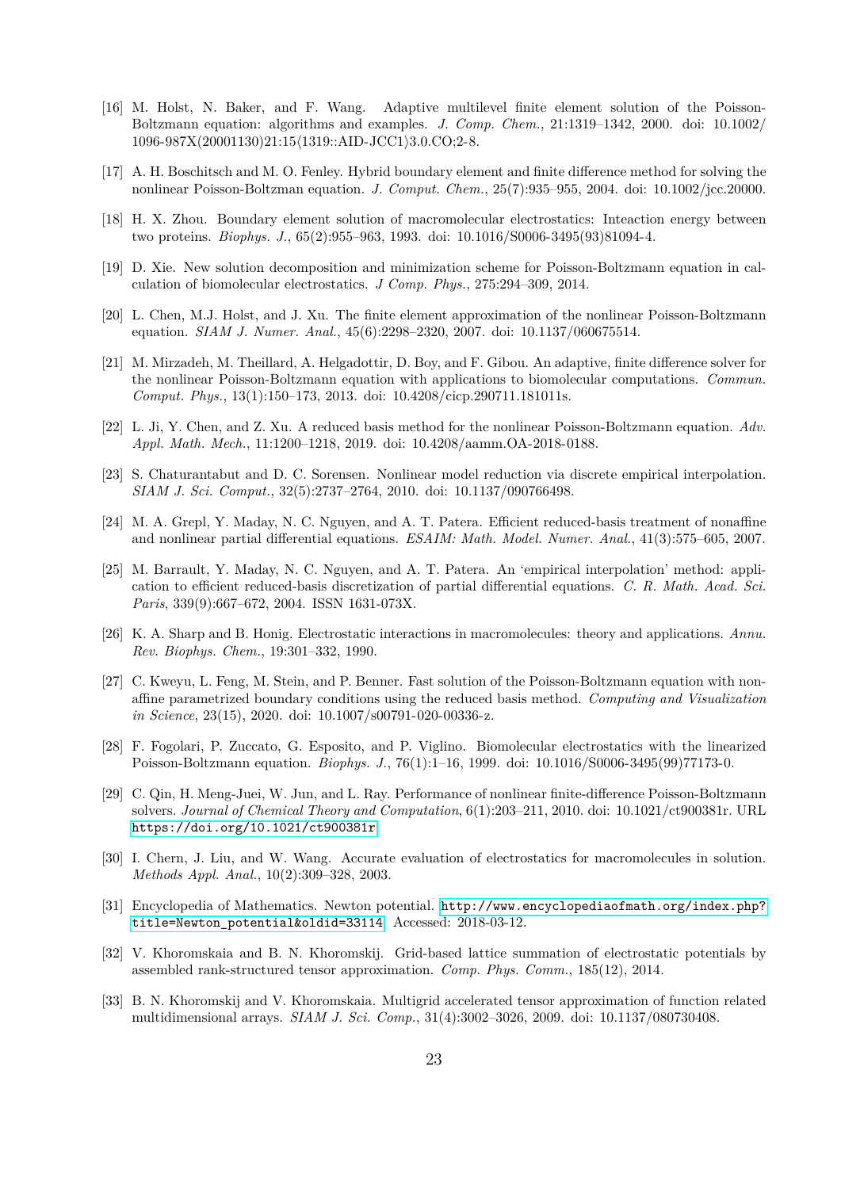[16] M. Holst, N. Baker, and F. Wang. Adaptive multilevel finite element solution of the Poisson-Boltzmann equation: algorithms and examples. *J. Comp. Chem.*, 21:1319–1342, 2000. doi: 10.1002/1096-987X(20001130)21:15⟨1319::AID-JCC1⟩3.0.CO;2-8.

[17] A. H. Boschitsch and M. O. Fenley. Hybrid boundary element and finite difference method for solving the nonlinear Poisson-Boltzman equation. *J. Comput. Chem.*, 25(7):935–955, 2004. doi: 10.1002/jcc.20000.

[18] H. X. Zhou. Boundary element solution of macromolecular electrostatics: Inteaction energy between two proteins. *Biophys. J.*, 65(2):955–963, 1993. doi: 10.1016/S0006-3495(93)81094-4.

[19] D. Xie. New solution decomposition and minimization scheme for Poisson-Boltzmann equation in calculation of biomolecular electrostatics. *J Comp. Phys.*, 275:294–309, 2014.

[20] L. Chen, M.J. Holst, and J. Xu. The finite element approximation of the nonlinear Poisson-Boltzmann equation. *SIAM J. Numer. Anal.*, 45(6):2298–2320, 2007. doi: 10.1137/060675514.

[21] M. Mirzadeh, M. Theillard, A. Helgadottir, D. Boy, and F. Gibou. An adaptive, finite difference solver for the nonlinear Poisson-Boltzmann equation with applications to biomolecular computations. *Commun. Comput. Phys.*, 13(1):150–173, 2013. doi: 10.4208/cicp.290711.181011s.

[22] L. Ji, Y. Chen, and Z. Xu. A reduced basis method for the nonlinear Poisson-Boltzmann equation. *Adv. Appl. Math. Mech.*, 11:1200–1218, 2019. doi: 10.4208/aamm.OA-2018-0188.

[23] S. Chaturantabut and D. C. Sorensen. Nonlinear model reduction via discrete empirical interpolation. *SIAM J. Sci. Comput.*, 32(5):2737–2764, 2010. doi: 10.1137/090766498.

[24] M. A. Grepl, Y. Maday, N. C. Nguyen, and A. T. Patera. Efficient reduced-basis treatment of nonaffine and nonlinear partial differential equations. *ESAIM: Math. Model. Numer. Anal.*, 41(3):575–605, 2007.

[25] M. Barrault, Y. Maday, N. C. Nguyen, and A. T. Patera. An 'empirical interpolation' method: application to efficient reduced-basis discretization of partial differential equations. *C. R. Math. Acad. Sci. Paris*, 339(9):667–672, 2004. ISSN 1631-073X.

[26] K. A. Sharp and B. Honig. Electrostatic interactions in macromolecules: theory and applications. *Annu. Rev. Biophys. Chem.*, 19:301–332, 1990.

[27] C. Kweyu, L. Feng, M. Stein, and P. Benner. Fast solution of the Poisson-Boltzmann equation with nonaffine parametrized boundary conditions using the reduced basis method. *Computing and Visualization in Science*, 23(15), 2020. doi: 10.1007/s00791-020-00336-z.

[28] F. Fogolari, P. Zuccato, G. Esposito, and P. Viglino. Biomolecular electrostatics with the linearized Poisson-Boltzmann equation. *Biophys. J.*, 76(1):1–16, 1999. doi: 10.1016/S0006-3495(99)77173-0.

[29] C. Qin, H. Meng-Juei, W. Jun, and L. Ray. Performance of nonlinear finite-difference Poisson-Boltzmann solvers. *Journal of Chemical Theory and Computation*, 6(1):203–211, 2010. doi: 10.1021/ct900381r. URL https://doi.org/10.1021/ct900381r.

[30] I. Chern, J. Liu, and W. Wang. Accurate evaluation of electrostatics for macromolecules in solution. *Methods Appl. Anal.*, 10(2):309–328, 2003.

[31] Encyclopedia of Mathematics. Newton potential. http://www.encyclopediaofmath.org/index.php?title=Newton_potential&oldid=33114. Accessed: 2018-03-12.

[32] V. Khoromskaia and B. N. Khoromskij. Grid-based lattice summation of electrostatic potentials by assembled rank-structured tensor approximation. *Comp. Phys. Comm.*, 185(12), 2014.

[33] B. N. Khoromskij and V. Khoromskaia. Multigrid accelerated tensor approximation of function related multidimensional arrays. *SIAM J. Sci. Comp.*, 31(4):3002–3026, 2009. doi: 10.1137/080730408.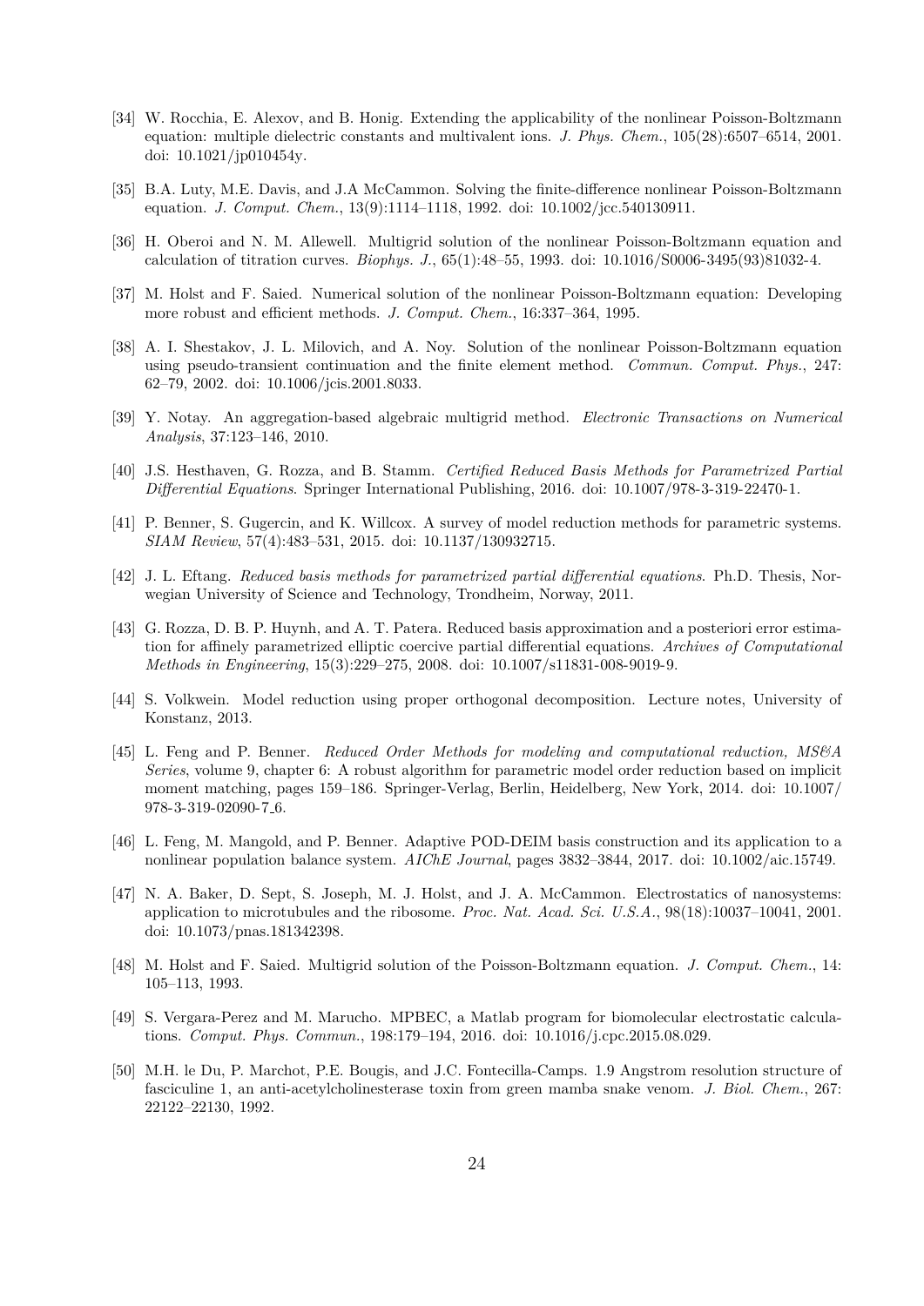[34] W. Rocchia, E. Alexov, and B. Honig. Extending the applicability of the nonlinear Poisson-Boltzmann equation: multiple dielectric constants and multivalent ions. *J. Phys. Chem.*, 105(28):6507–6514, 2001. doi: 10.1021/jp010454y.

[35] B.A. Luty, M.E. Davis, and J.A McCammon. Solving the finite-difference nonlinear Poisson-Boltzmann equation. *J. Comput. Chem.*, 13(9):1114–1118, 1992. doi: 10.1002/jcc.540130911.

[36] H. Oberoi and N. M. Allewell. Multigrid solution of the nonlinear Poisson-Boltzmann equation and calculation of titration curves. *Biophys. J.*, 65(1):48–55, 1993. doi: 10.1016/S0006-3495(93)81032-4.

[37] M. Holst and F. Saied. Numerical solution of the nonlinear Poisson-Boltzmann equation: Developing more robust and efficient methods. *J. Comput. Chem.*, 16:337–364, 1995.

[38] A. I. Shestakov, J. L. Milovich, and A. Noy. Solution of the nonlinear Poisson-Boltzmann equation using pseudo-transient continuation and the finite element method. *Commun. Comput. Phys.*, 247: 62–79, 2002. doi: 10.1006/jcis.2001.8033.

[39] Y. Notay. An aggregation-based algebraic multigrid method. *Electronic Transactions on Numerical Analysis*, 37:123–146, 2010.

[40] J.S. Hesthaven, G. Rozza, and B. Stamm. *Certified Reduced Basis Methods for Parametrized Partial Differential Equations*. Springer International Publishing, 2016. doi: 10.1007/978-3-319-22470-1.

[41] P. Benner, S. Gugercin, and K. Willcox. A survey of model reduction methods for parametric systems. *SIAM Review*, 57(4):483–531, 2015. doi: 10.1137/130932715.

[42] J. L. Eftang. *Reduced basis methods for parametrized partial differential equations*. Ph.D. Thesis, Norwegian University of Science and Technology, Trondheim, Norway, 2011.

[43] G. Rozza, D. B. P. Huynh, and A. T. Patera. Reduced basis approximation and a posteriori error estimation for affinely parametrized elliptic coercive partial differential equations. *Archives of Computational Methods in Engineering*, 15(3):229–275, 2008. doi: 10.1007/s11831-008-9019-9.

[44] S. Volkwein. Model reduction using proper orthogonal decomposition. Lecture notes, University of Konstanz, 2013.

[45] L. Feng and P. Benner. *Reduced Order Methods for modeling and computational reduction, MS&A Series*, volume 9, chapter 6: A robust algorithm for parametric model order reduction based on implicit moment matching, pages 159–186. Springer-Verlag, Berlin, Heidelberg, New York, 2014. doi: 10.1007/978-3-319-02090-7_6.

[46] L. Feng, M. Mangold, and P. Benner. Adaptive POD-DEIM basis construction and its application to a nonlinear population balance system. *AIChE Journal*, pages 3832–3844, 2017. doi: 10.1002/aic.15749.

[47] N. A. Baker, D. Sept, S. Joseph, M. J. Holst, and J. A. McCammon. Electrostatics of nanosystems: application to microtubules and the ribosome. *Proc. Nat. Acad. Sci. U.S.A.*, 98(18):10037–10041, 2001. doi: 10.1073/pnas.181342398.

[48] M. Holst and F. Saied. Multigrid solution of the Poisson-Boltzmann equation. *J. Comput. Chem.*, 14: 105–113, 1993.

[49] S. Vergara-Perez and M. Marucho. MPBEC, a Matlab program for biomolecular electrostatic calculations. *Comput. Phys. Commun.*, 198:179–194, 2016. doi: 10.1016/j.cpc.2015.08.029.

[50] M.H. le Du, P. Marchot, P.E. Bougis, and J.C. Fontecilla-Camps. 1.9 Angstrom resolution structure of fasciculine 1, an anti-acetylcholinesterase toxin from green mamba snake venom. *J. Biol. Chem.*, 267: 22122–22130, 1992.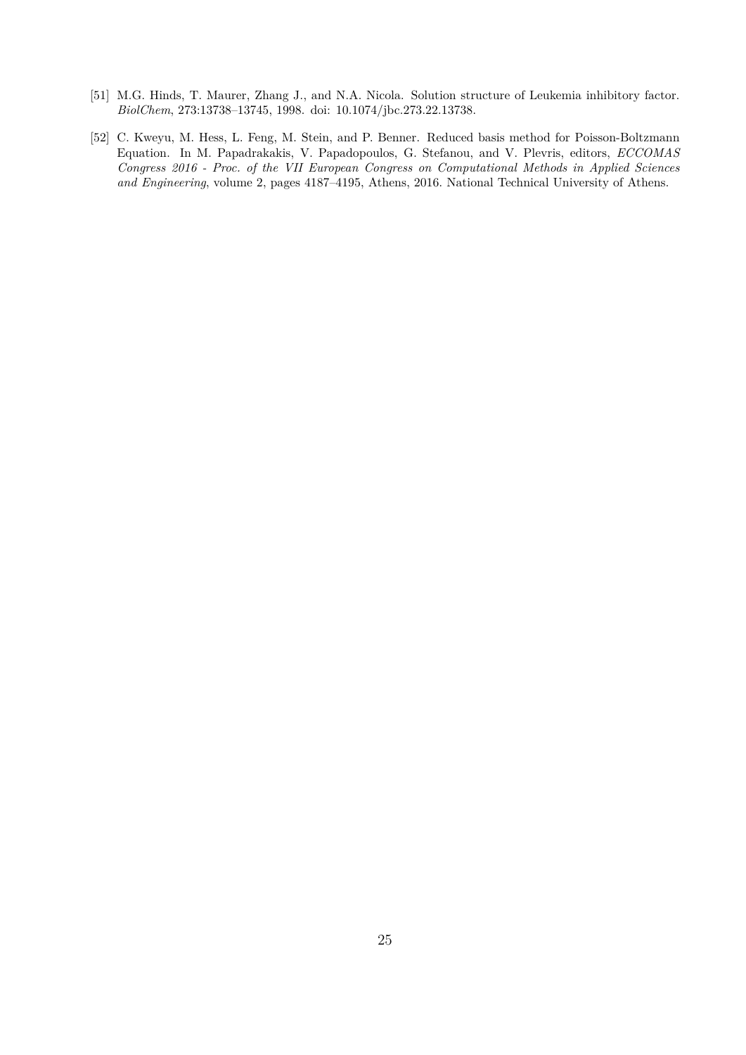[51] M.G. Hinds, T. Maurer, Zhang J., and N.A. Nicola. Solution structure of Leukemia inhibitory factor. *BiolChem*, 273:13738–13745, 1998. doi: 10.1074/jbc.273.22.13738.

[52] C. Kweyu, M. Hess, L. Feng, M. Stein, and P. Benner. Reduced basis method for Poisson-Boltzmann Equation. In M. Papadrakakis, V. Papadopoulos, G. Stefanou, and V. Plevris, editors, *ECCOMAS Congress 2016 - Proc. of the VII European Congress on Computational Methods in Applied Sciences and Engineering*, volume 2, pages 4187–4195, Athens, 2016. National Technical University of Athens.